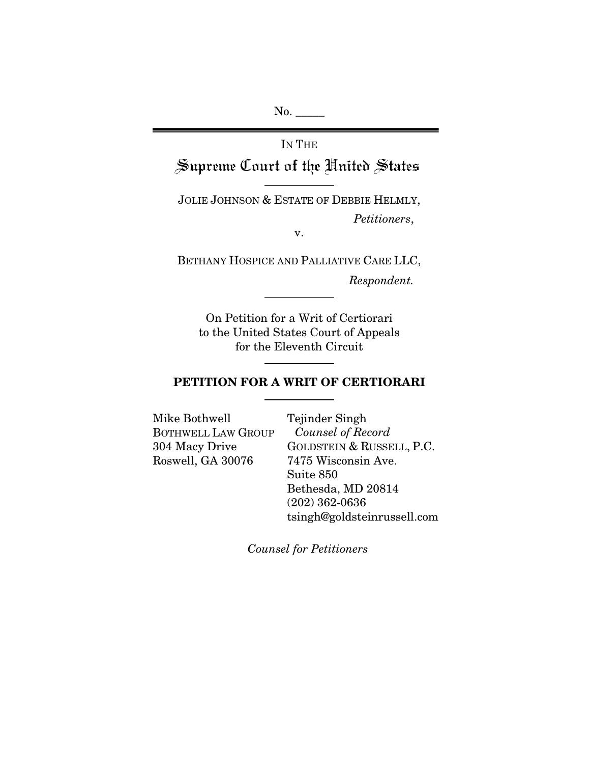No. _____

IN THE

# Supreme Court of the United States

JOLIE JOHNSON & ESTATE OF DEBBIE HELMLY,

*Petitioners*,

v.

BETHANY HOSPICE AND PALLIATIVE CARE LLC,

*Respondent.*

On Petition for a Writ of Certiorari
to the United States Court of Appeals
for the Eleventh Circuit

## PETITION FOR A WRIT OF CERTIORARI

Mike Bothwell
BOTHWELL LAW GROUP
304 Macy Drive
Roswell, GA 30076

Tejinder Singh
*Counsel of Record*
GOLDSTEIN & RUSSELL, P.C.
7475 Wisconsin Ave.
Suite 850
Bethesda, MD 20814
(202) 362-0636
tsingh@goldsteinrussell.com

*Counsel for Petitioners*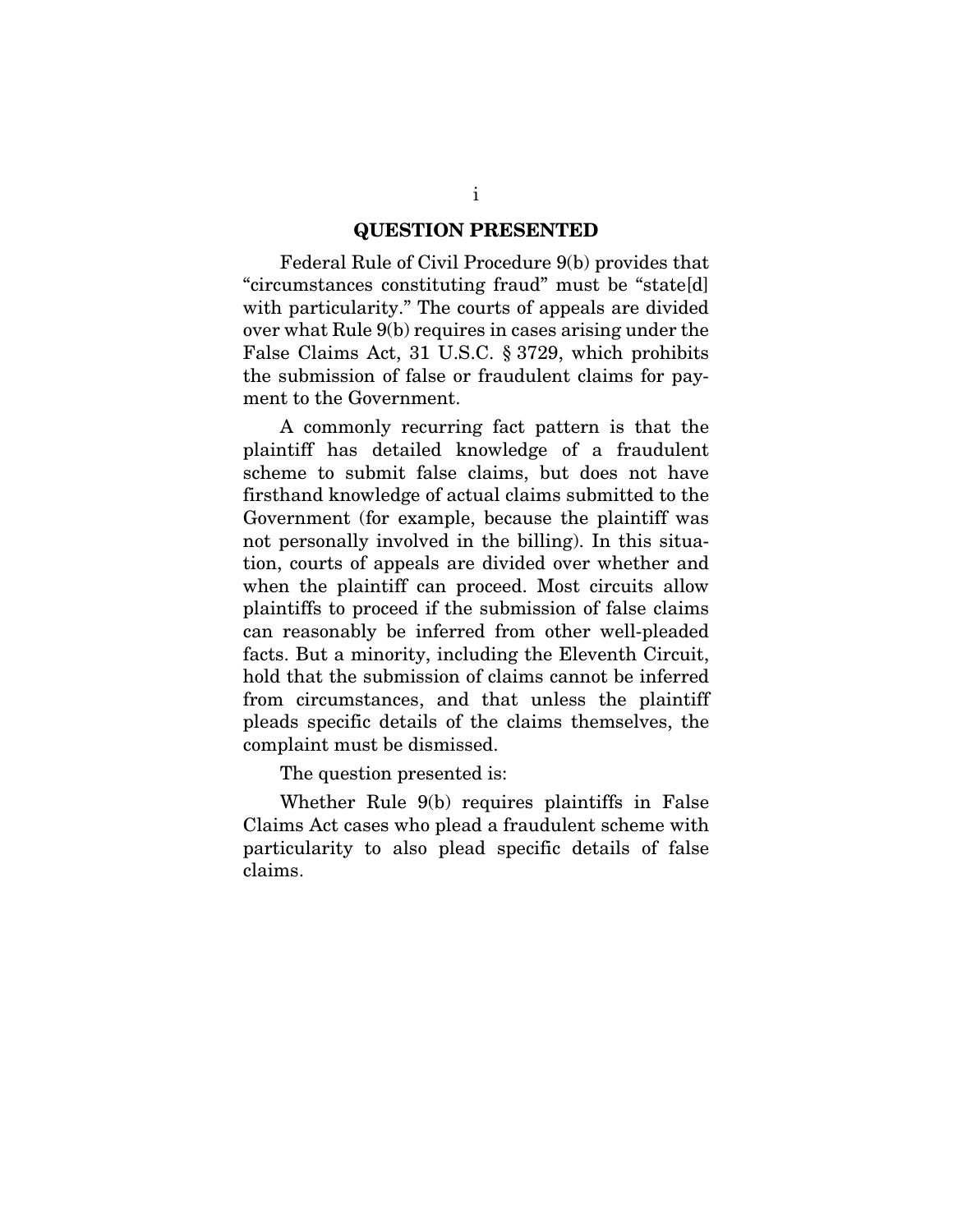## QUESTION PRESENTED

Federal Rule of Civil Procedure 9(b) provides that "circumstances constituting fraud" must be "state[d] with particularity." The courts of appeals are divided over what Rule 9(b) requires in cases arising under the False Claims Act, 31 U.S.C. § 3729, which prohibits the submission of false or fraudulent claims for payment to the Government.

A commonly recurring fact pattern is that the plaintiff has detailed knowledge of a fraudulent scheme to submit false claims, but does not have firsthand knowledge of actual claims submitted to the Government (for example, because the plaintiff was not personally involved in the billing). In this situation, courts of appeals are divided over whether and when the plaintiff can proceed. Most circuits allow plaintiffs to proceed if the submission of false claims can reasonably be inferred from other well-pleaded facts. But a minority, including the Eleventh Circuit, hold that the submission of claims cannot be inferred from circumstances, and that unless the plaintiff pleads specific details of the claims themselves, the complaint must be dismissed.

The question presented is:

Whether Rule 9(b) requires plaintiffs in False Claims Act cases who plead a fraudulent scheme with particularity to also plead specific details of false claims.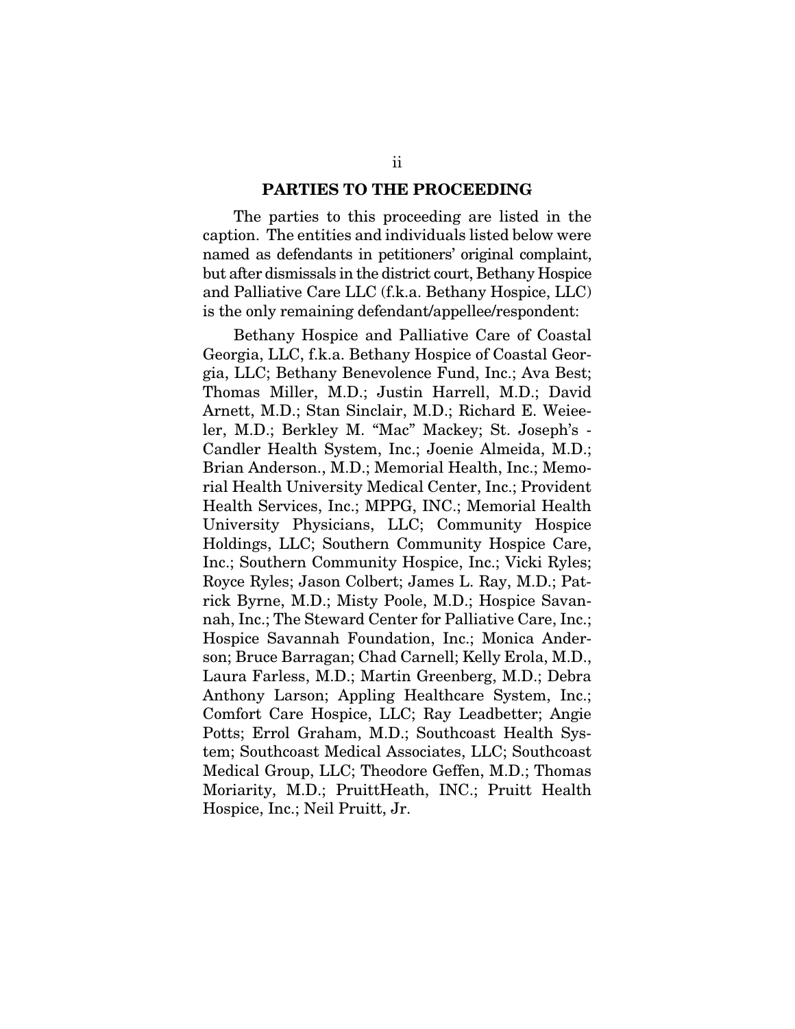## PARTIES TO THE PROCEEDING

The parties to this proceeding are listed in the caption. The entities and individuals listed below were named as defendants in petitioners' original complaint, but after dismissals in the district court, Bethany Hospice and Palliative Care LLC (f.k.a. Bethany Hospice, LLC) is the only remaining defendant/appellee/respondent:

Bethany Hospice and Palliative Care of Coastal Georgia, LLC, f.k.a. Bethany Hospice of Coastal Georgia, LLC; Bethany Benevolence Fund, Inc.; Ava Best; Thomas Miller, M.D.; Justin Harrell, M.D.; David Arnett, M.D.; Stan Sinclair, M.D.; Richard E. Weieeler, M.D.; Berkley M. "Mac" Mackey; St. Joseph's - Candler Health System, Inc.; Joenie Almeida, M.D.; Brian Anderson., M.D.; Memorial Health, Inc.; Memorial Health University Medical Center, Inc.; Provident Health Services, Inc.; MPPG, INC.; Memorial Health University Physicians, LLC; Community Hospice Holdings, LLC; Southern Community Hospice Care, Inc.; Southern Community Hospice, Inc.; Vicki Ryles; Royce Ryles; Jason Colbert; James L. Ray, M.D.; Patrick Byrne, M.D.; Misty Poole, M.D.; Hospice Savannah, Inc.; The Steward Center for Palliative Care, Inc.; Hospice Savannah Foundation, Inc.; Monica Anderson; Bruce Barragan; Chad Carnell; Kelly Erola, M.D., Laura Farless, M.D.; Martin Greenberg, M.D.; Debra Anthony Larson; Appling Healthcare System, Inc.; Comfort Care Hospice, LLC; Ray Leadbetter; Angie Potts; Errol Graham, M.D.; Southcoast Health System; Southcoast Medical Associates, LLC; Southcoast Medical Group, LLC; Theodore Geffen, M.D.; Thomas Moriarity, M.D.; PruittHeath, INC.; Pruitt Health Hospice, Inc.; Neil Pruitt, Jr.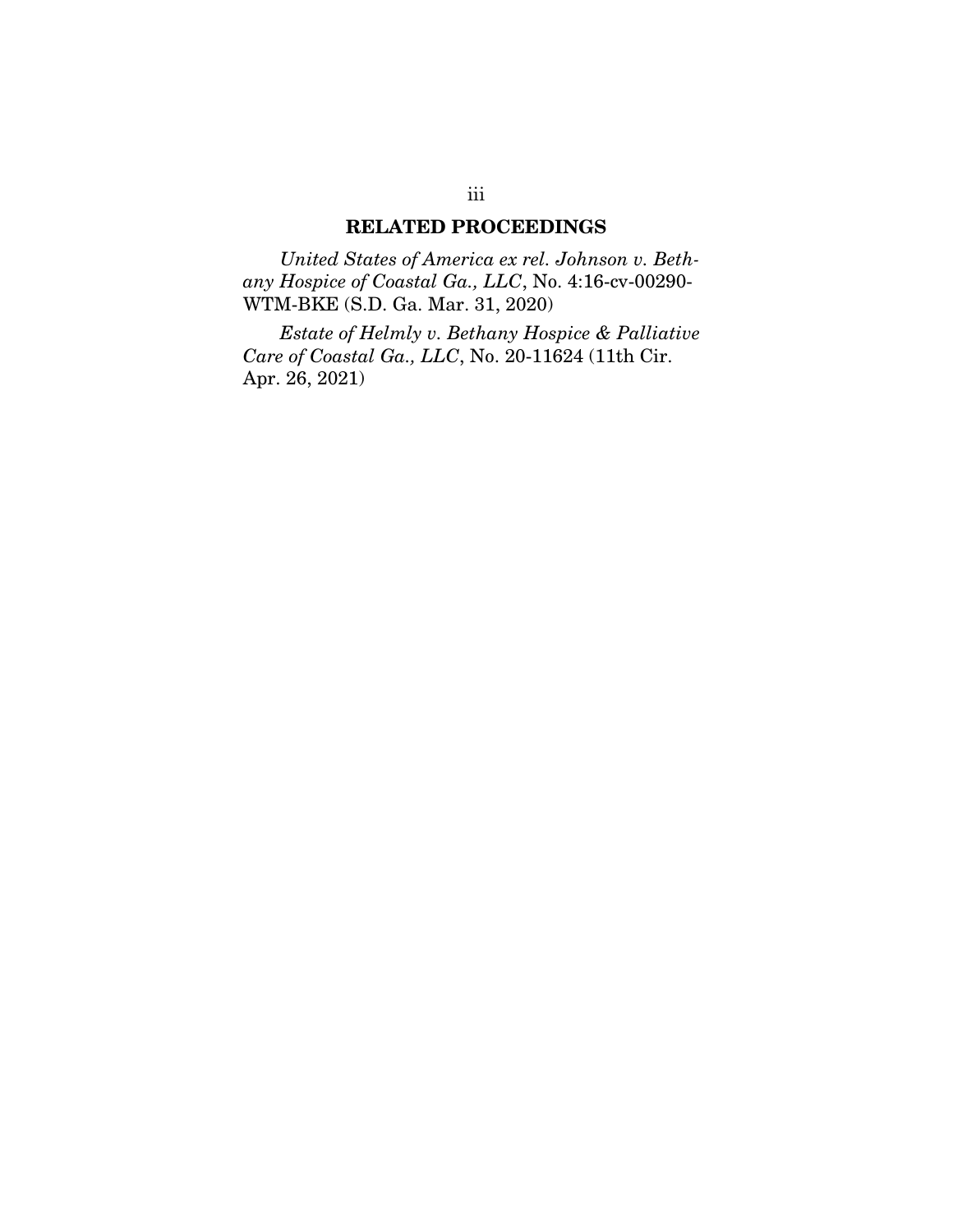## RELATED PROCEEDINGS

*United States of America ex rel. Johnson v. Bethany Hospice of Coastal Ga., LLC*, No. 4:16-cv-00290-WTM-BKE (S.D. Ga. Mar. 31, 2020)

*Estate of Helmly v. Bethany Hospice & Palliative Care of Coastal Ga., LLC*, No. 20-11624 (11th Cir. Apr. 26, 2021)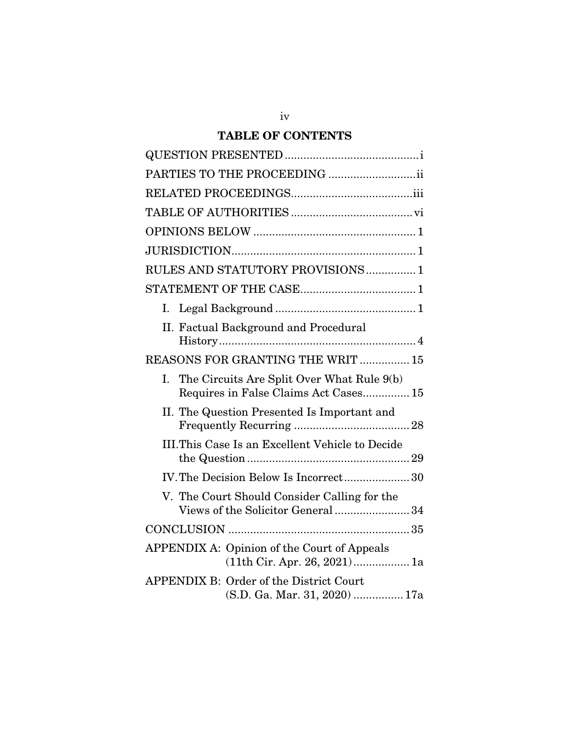## TABLE OF CONTENTS

QUESTION PRESENTED ........................................... i

PARTIES TO THE PROCEEDING ............................ ii

RELATED PROCEEDINGS....................................... iii

TABLE OF AUTHORITIES ....................................... vi

OPINIONS BELOW .................................................... 1

JURISDICTION........................................................... 1

RULES AND STATUTORY PROVISIONS ................ 1

STATEMENT OF THE CASE..................................... 1

- I. Legal Background ............................................. 1
- II. Factual Background and Procedural History ................................................................ 4

REASONS FOR GRANTING THE WRIT ................ 15

- I. The Circuits Are Split Over What Rule 9(b) Requires in False Claims Act Cases............... 15
- II. The Question Presented Is Important and Frequently Recurring ..................................... 28
- III. This Case Is an Excellent Vehicle to Decide the Question ..................................................... 29
- IV. The Decision Below Is Incorrect..................... 30
- V. The Court Should Consider Calling for the Views of the Solicitor General ........................ 34

CONCLUSION .......................................................... 35

APPENDIX A: Opinion of the Court of Appeals (11th Cir. Apr. 26, 2021).................. 1a

APPENDIX B: Order of the District Court (S.D. Ga. Mar. 31, 2020) ................ 17a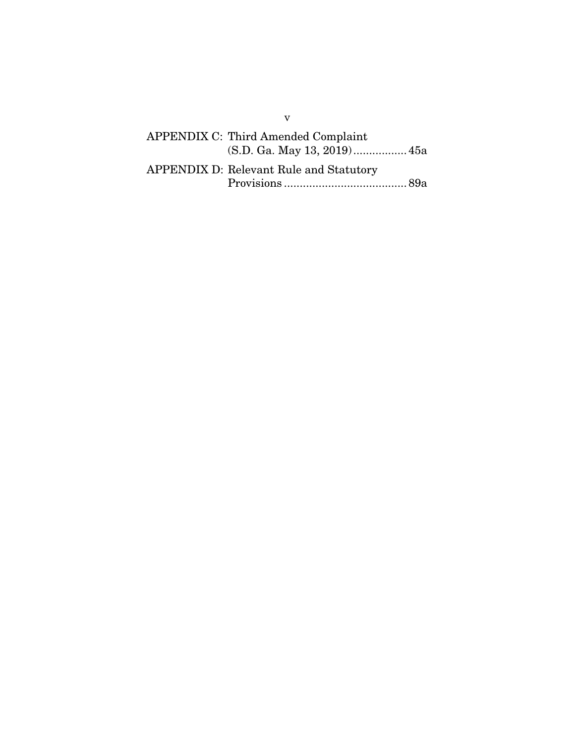APPENDIX C: Third Amended Complaint (S.D. Ga. May 13, 2019) ................. 45a

APPENDIX D: Relevant Rule and Statutory Provisions ....................................... 89a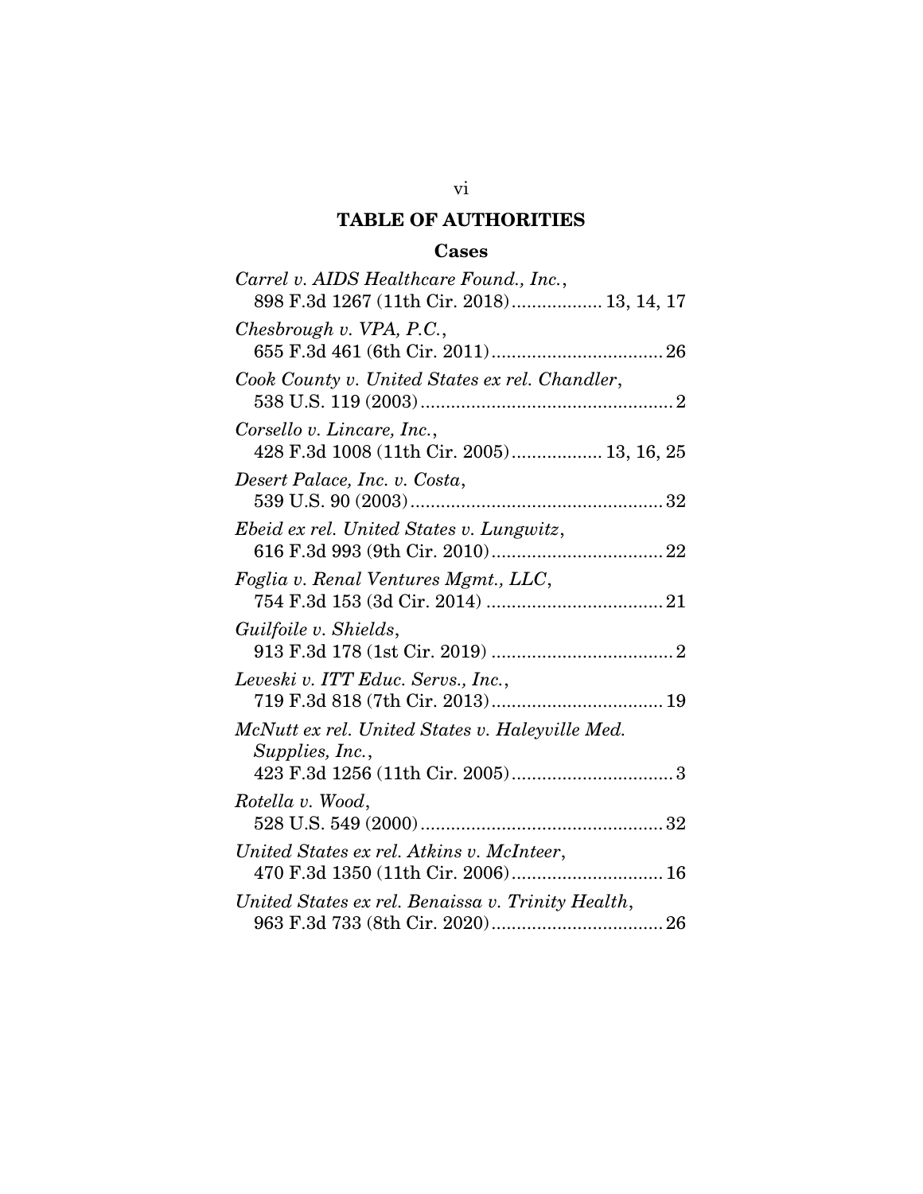# TABLE OF AUTHORITIES

## Cases

*Carrel v. AIDS Healthcare Found., Inc.*, 898 F.3d 1267 (11th Cir. 2018).................. 13, 14, 17

*Chesbrough v. VPA, P.C.*, 655 F.3d 461 (6th Cir. 2011).................................. 26

*Cook County v. United States ex rel. Chandler*, 538 U.S. 119 (2003).................................................. 2

*Corsello v. Lincare, Inc.*, 428 F.3d 1008 (11th Cir. 2005).................. 13, 16, 25

*Desert Palace, Inc. v. Costa*, 539 U.S. 90 (2003).................................................. 32

*Ebeid ex rel. United States v. Lungwitz*, 616 F.3d 993 (9th Cir. 2010).................................. 22

*Foglia v. Renal Ventures Mgmt., LLC*, 754 F.3d 153 (3d Cir. 2014) .................................. 21

*Guilfoile v. Shields*, 913 F.3d 178 (1st Cir. 2019) .................................... 2

*Leveski v. ITT Educ. Servs., Inc.*, 719 F.3d 818 (7th Cir. 2013).................................. 19

*McNutt ex rel. United States v. Haleyville Med. Supplies, Inc.*, 423 F.3d 1256 (11th Cir. 2005)................................ 3

*Rotella v. Wood*, 528 U.S. 549 (2000)................................................ 32

*United States ex rel. Atkins v. McInteer*, 470 F.3d 1350 (11th Cir. 2006).............................. 16

*United States ex rel. Benaissa v. Trinity Health*, 963 F.3d 733 (8th Cir. 2020).................................. 26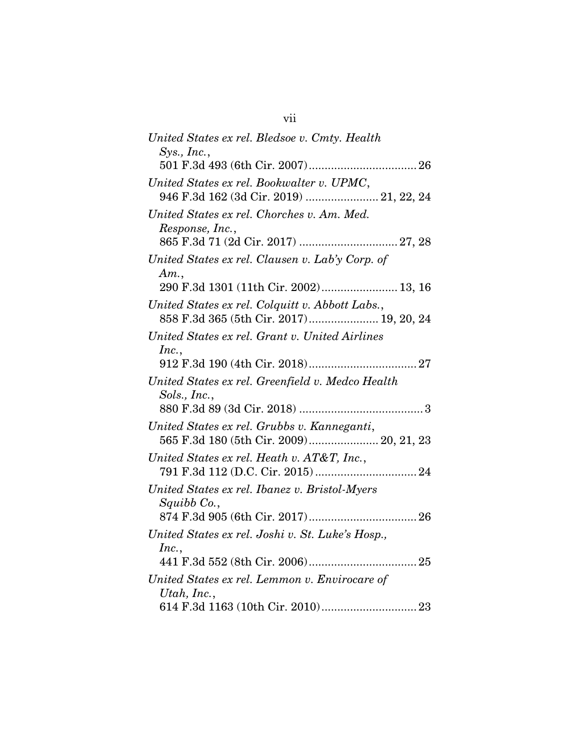*United States ex rel. Bledsoe v. Cmty. Health Sys., Inc.*,
501 F.3d 493 (6th Cir. 2007)..................................26

*United States ex rel. Bookwalter v. UPMC*,
946 F.3d 162 (3d Cir. 2019) ....................... 21, 22, 24

*United States ex rel. Chorches v. Am. Med. Response, Inc.*,
865 F.3d 71 (2d Cir. 2017) ............................... 27, 28

*United States ex rel. Clausen v. Lab'y Corp. of Am.*,
290 F.3d 1301 (11th Cir. 2002)........................ 13, 16

*United States ex rel. Colquitt v. Abbott Labs.*,
858 F.3d 365 (5th Cir. 2017)...................... 19, 20, 24

*United States ex rel. Grant v. United Airlines Inc.*,
912 F.3d 190 (4th Cir. 2018)..................................27

*United States ex rel. Greenfield v. Medco Health Sols., Inc.*,
880 F.3d 89 (3d Cir. 2018) .......................................3

*United States ex rel. Grubbs v. Kanneganti*,
565 F.3d 180 (5th Cir. 2009)...................... 20, 21, 23

*United States ex rel. Heath v. AT&T, Inc.*,
791 F.3d 112 (D.C. Cir. 2015) ................................24

*United States ex rel. Ibanez v. Bristol-Myers Squibb Co.*,
874 F.3d 905 (6th Cir. 2017)..................................26

*United States ex rel. Joshi v. St. Luke's Hosp., Inc.*,
441 F.3d 552 (8th Cir. 2006)..................................25

*United States ex rel. Lemmon v. Envirocare of Utah, Inc.*,
614 F.3d 1163 (10th Cir. 2010)..............................23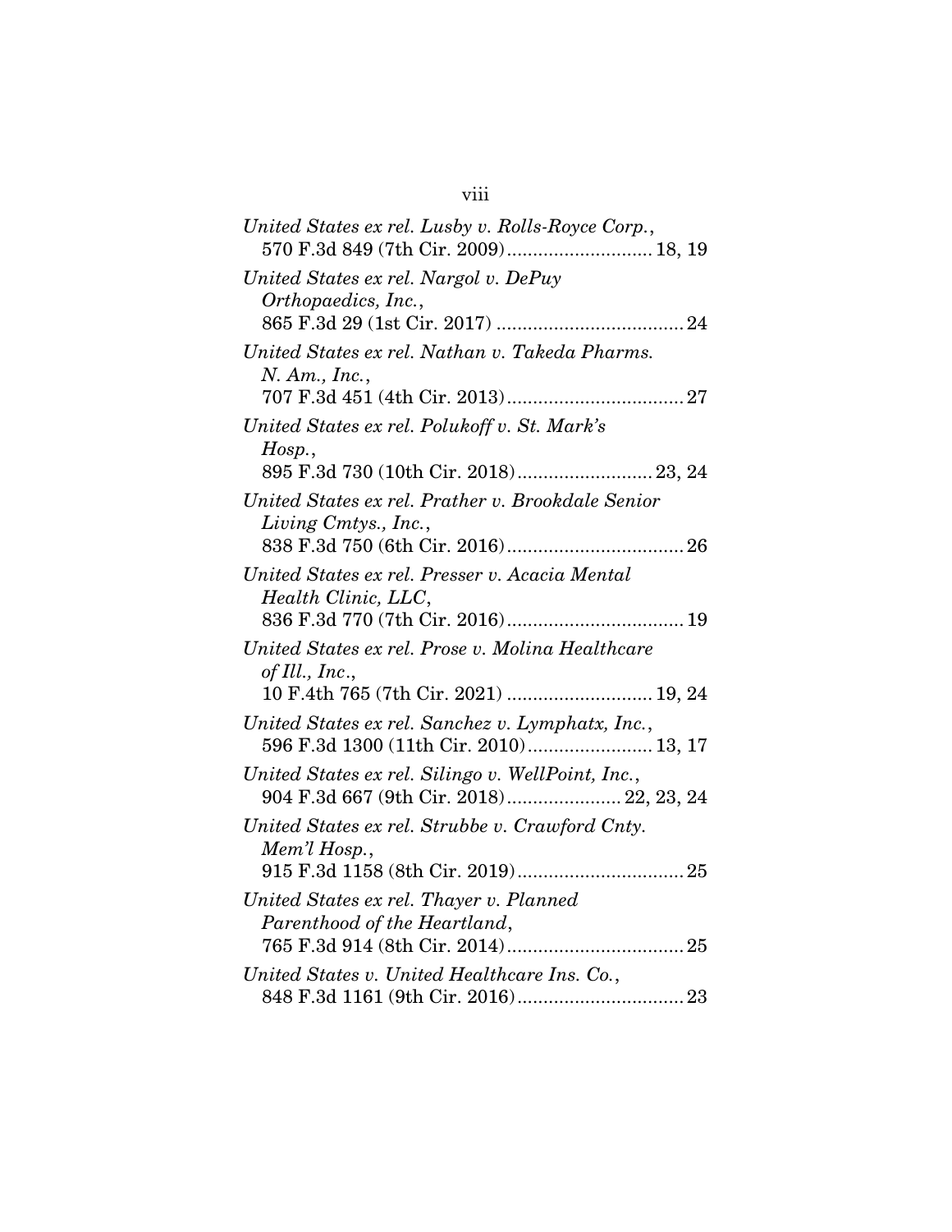*United States ex rel. Lusby v. Rolls-Royce Corp.*,
570 F.3d 849 (7th Cir. 2009) ............................ 18, 19

*United States ex rel. Nargol v. DePuy Orthopaedics, Inc.*,
865 F.3d 29 (1st Cir. 2017) .................................... 24

*United States ex rel. Nathan v. Takeda Pharms. N. Am., Inc.*,
707 F.3d 451 (4th Cir. 2013) .................................. 27

*United States ex rel. Polukoff v. St. Mark's Hosp.*,
895 F.3d 730 (10th Cir. 2018) .......................... 23, 24

*United States ex rel. Prather v. Brookdale Senior Living Cmtys., Inc.*,
838 F.3d 750 (6th Cir. 2016) .................................. 26

*United States ex rel. Presser v. Acacia Mental Health Clinic, LLC*,
836 F.3d 770 (7th Cir. 2016) .................................. 19

*United States ex rel. Prose v. Molina Healthcare of Ill., Inc.*,
10 F.4th 765 (7th Cir. 2021) ............................ 19, 24

*United States ex rel. Sanchez v. Lymphatx, Inc.*,
596 F.3d 1300 (11th Cir. 2010) ........................ 13, 17

*United States ex rel. Silingo v. WellPoint, Inc.*,
904 F.3d 667 (9th Cir. 2018) ...................... 22, 23, 24

*United States ex rel. Strubbe v. Crawford Cnty. Mem'l Hosp.*,
915 F.3d 1158 (8th Cir. 2019) ................................ 25

*United States ex rel. Thayer v. Planned Parenthood of the Heartland*,
765 F.3d 914 (8th Cir. 2014) .................................. 25

*United States v. United Healthcare Ins. Co.*,
848 F.3d 1161 (9th Cir. 2016) ................................ 23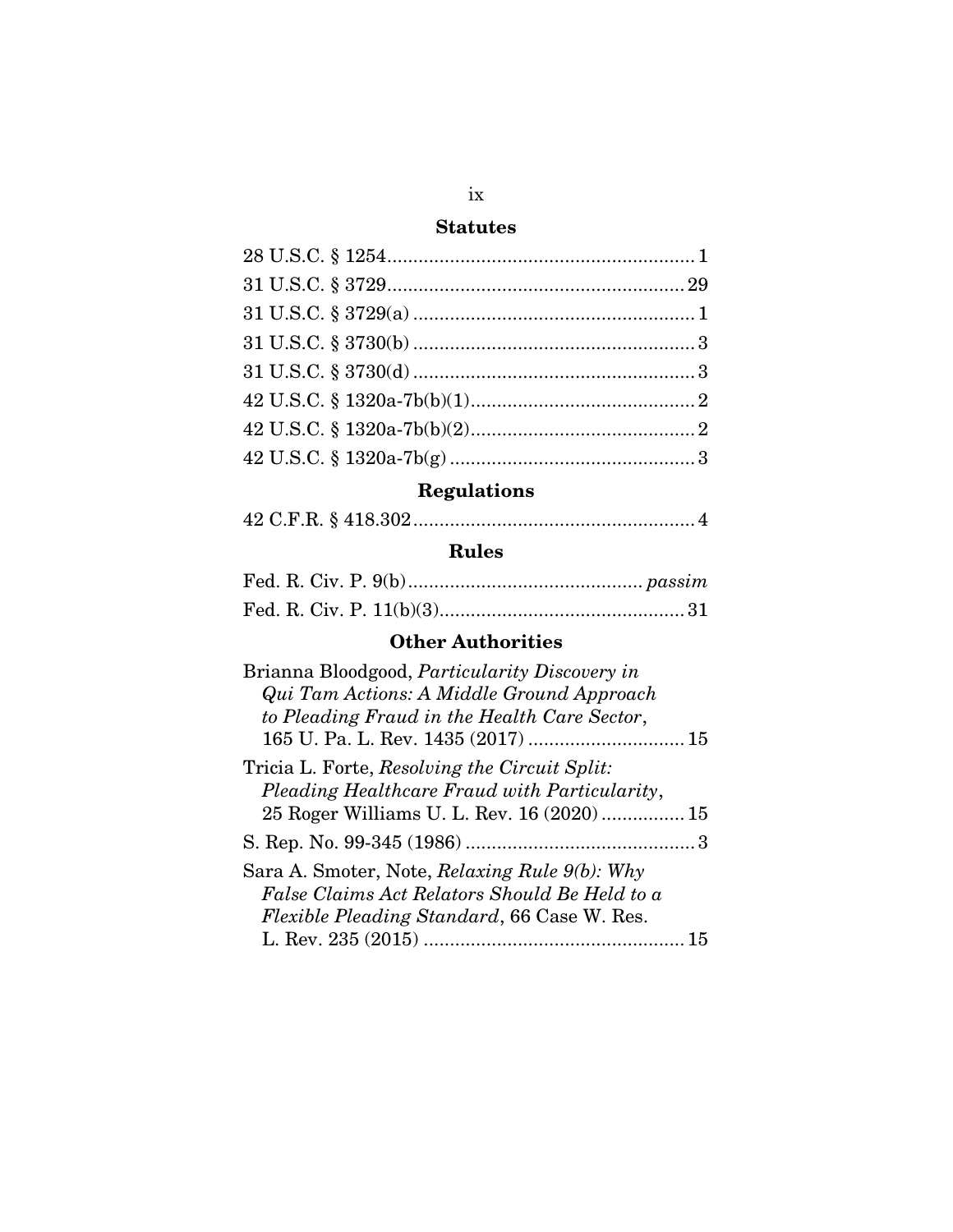## Statutes

28 U.S.C. § 1254 .......................................................... 1

31 U.S.C. § 3729 ........................................................ 29

31 U.S.C. § 3729(a) ..................................................... 1

31 U.S.C. § 3730(b) ..................................................... 3

31 U.S.C. § 3730(d) ..................................................... 3

42 U.S.C. § 1320a-7b(b)(1) .......................................... 2

42 U.S.C. § 1320a-7b(b)(2) .......................................... 2

42 U.S.C. § 1320a-7b(g) .............................................. 3

## Regulations

42 C.F.R. § 418.302 ..................................................... 4

## Rules

Fed. R. Civ. P. 9(b) ............................................ *passim*

Fed. R. Civ. P. 11(b)(3) .............................................. 31

## Other Authorities

Brianna Bloodgood, *Particularity Discovery in Qui Tam Actions: A Middle Ground Approach to Pleading Fraud in the Health Care Sector*, 165 U. Pa. L. Rev. 1435 (2017) ............................. 15

Tricia L. Forte, *Resolving the Circuit Split: Pleading Healthcare Fraud with Particularity*, 25 Roger Williams U. L. Rev. 16 (2020) ................ 15

S. Rep. No. 99-345 (1986) ............................................ 3

Sara A. Smoter, Note, *Relaxing Rule 9(b): Why False Claims Act Relators Should Be Held to a Flexible Pleading Standard*, 66 Case W. Res. L. Rev. 235 (2015) .................................................. 15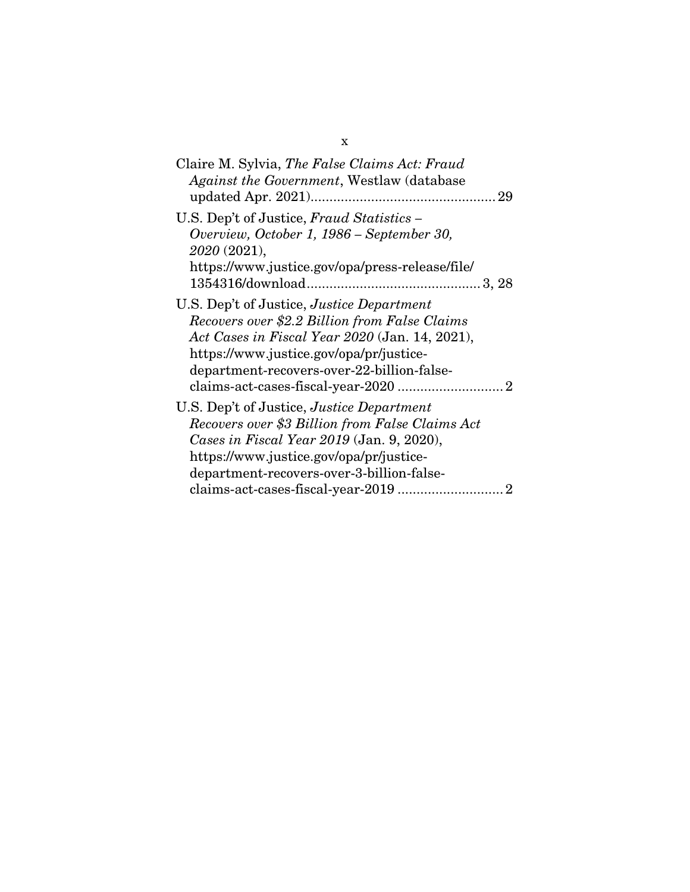Claire M. Sylvia, *The False Claims Act: Fraud Against the Government*, Westlaw (database updated Apr. 2021)................................................ 29

U.S. Dep't of Justice, *Fraud Statistics – Overview, October 1, 1986 – September 30, 2020* (2021), https://www.justice.gov/opa/press-release/file/1354316/download............................................ 3, 28

U.S. Dep't of Justice, *Justice Department Recovers over $2.2 Billion from False Claims Act Cases in Fiscal Year 2020* (Jan. 14, 2021), https://www.justice.gov/opa/pr/justice-department-recovers-over-22-billion-false-claims-act-cases-fiscal-year-2020 ........................... 2

U.S. Dep't of Justice, *Justice Department Recovers over $3 Billion from False Claims Act Cases in Fiscal Year 2019* (Jan. 9, 2020), https://www.justice.gov/opa/pr/justice-department-recovers-over-3-billion-false-claims-act-cases-fiscal-year-2019 ........................... 2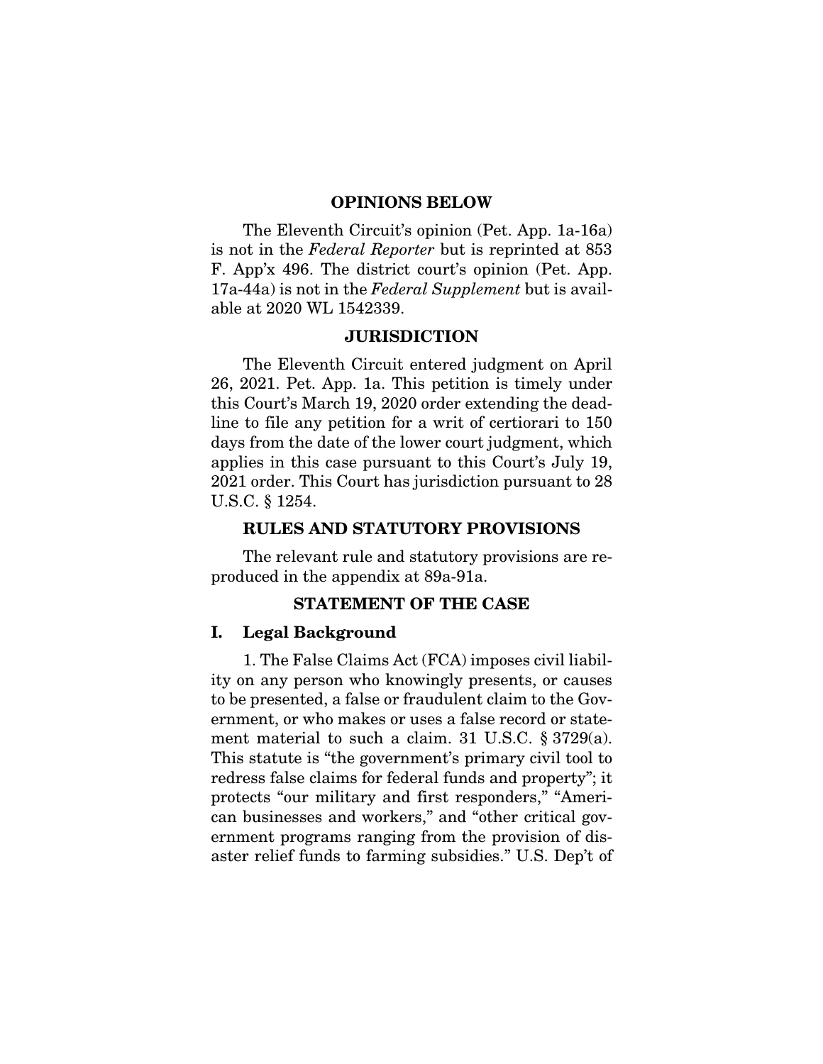## OPINIONS BELOW

The Eleventh Circuit's opinion (Pet. App. 1a-16a) is not in the *Federal Reporter* but is reprinted at 853 F. App'x 496. The district court's opinion (Pet. App. 17a-44a) is not in the *Federal Supplement* but is available at 2020 WL 1542339.

## JURISDICTION

The Eleventh Circuit entered judgment on April 26, 2021. Pet. App. 1a. This petition is timely under this Court's March 19, 2020 order extending the deadline to file any petition for a writ of certiorari to 150 days from the date of the lower court judgment, which applies in this case pursuant to this Court's July 19, 2021 order. This Court has jurisdiction pursuant to 28 U.S.C. § 1254.

## RULES AND STATUTORY PROVISIONS

The relevant rule and statutory provisions are reproduced in the appendix at 89a-91a.

## STATEMENT OF THE CASE

### I. Legal Background

1. The False Claims Act (FCA) imposes civil liability on any person who knowingly presents, or causes to be presented, a false or fraudulent claim to the Government, or who makes or uses a false record or statement material to such a claim. 31 U.S.C. § 3729(a). This statute is "the government's primary civil tool to redress false claims for federal funds and property"; it protects "our military and first responders," "American businesses and workers," and "other critical government programs ranging from the provision of disaster relief funds to farming subsidies." U.S. Dep't of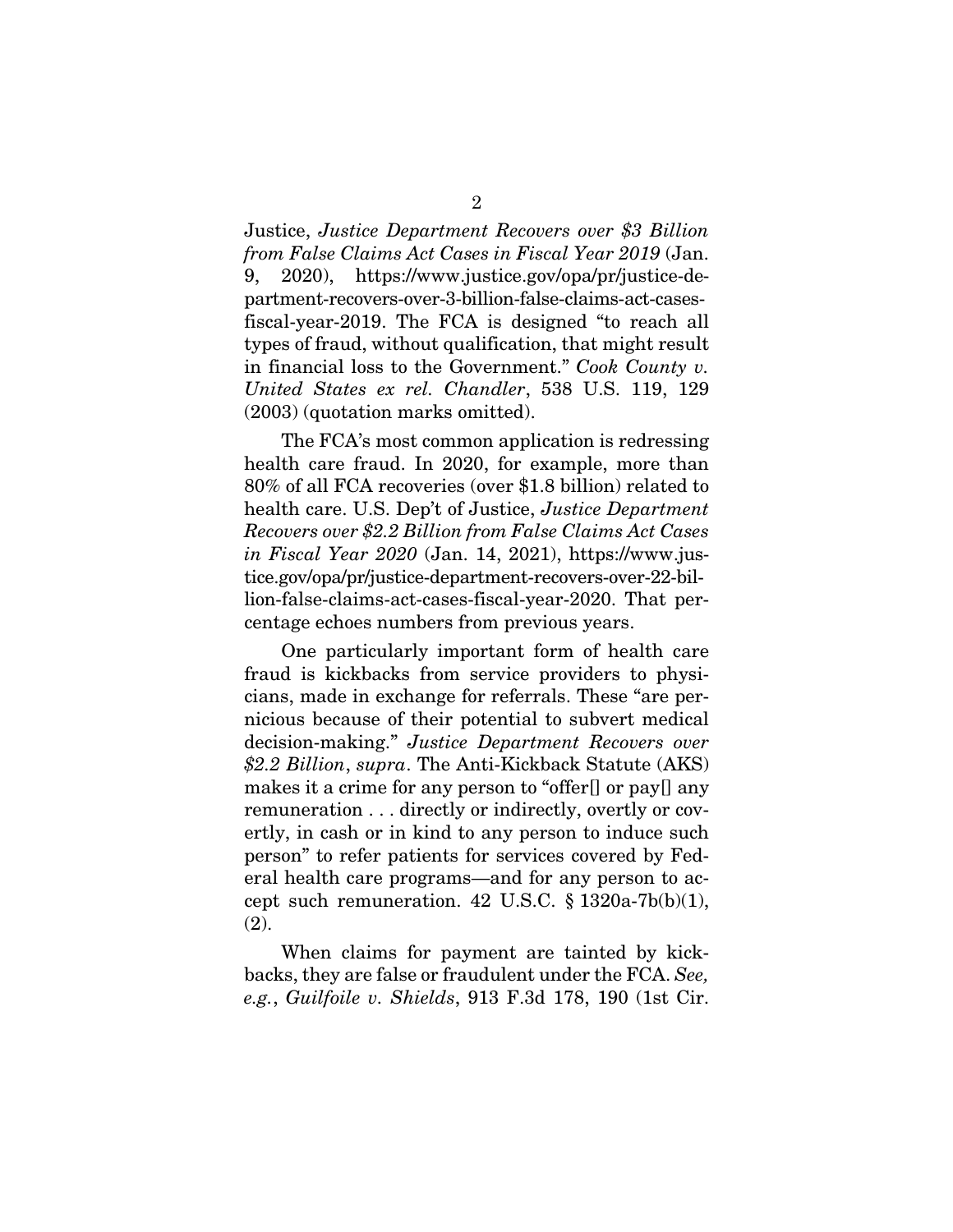Justice, *Justice Department Recovers over $3 Billion from False Claims Act Cases in Fiscal Year 2019* (Jan. 9, 2020), https://www.justice.gov/opa/pr/justice-department-recovers-over-3-billion-false-claims-act-cases-fiscal-year-2019. The FCA is designed "to reach all types of fraud, without qualification, that might result in financial loss to the Government." *Cook County v. United States ex rel. Chandler*, 538 U.S. 119, 129 (2003) (quotation marks omitted).

The FCA's most common application is redressing health care fraud. In 2020, for example, more than 80% of all FCA recoveries (over $1.8 billion) related to health care. U.S. Dep't of Justice, *Justice Department Recovers over $2.2 Billion from False Claims Act Cases in Fiscal Year 2020* (Jan. 14, 2021), https://www.justice.gov/opa/pr/justice-department-recovers-over-22-billion-false-claims-act-cases-fiscal-year-2020. That percentage echoes numbers from previous years.

One particularly important form of health care fraud is kickbacks from service providers to physicians, made in exchange for referrals. These "are pernicious because of their potential to subvert medical decision-making." *Justice Department Recovers over $2.2 Billion*, *supra*. The Anti-Kickback Statute (AKS) makes it a crime for any person to "offer[] or pay[] any remuneration . . . directly or indirectly, overtly or covertly, in cash or in kind to any person to induce such person" to refer patients for services covered by Federal health care programs—and for any person to accept such remuneration. 42 U.S.C. § 1320a-7b(b)(1), (2).

When claims for payment are tainted by kickbacks, they are false or fraudulent under the FCA. *See, e.g.*, *Guilfoile v. Shields*, 913 F.3d 178, 190 (1st Cir.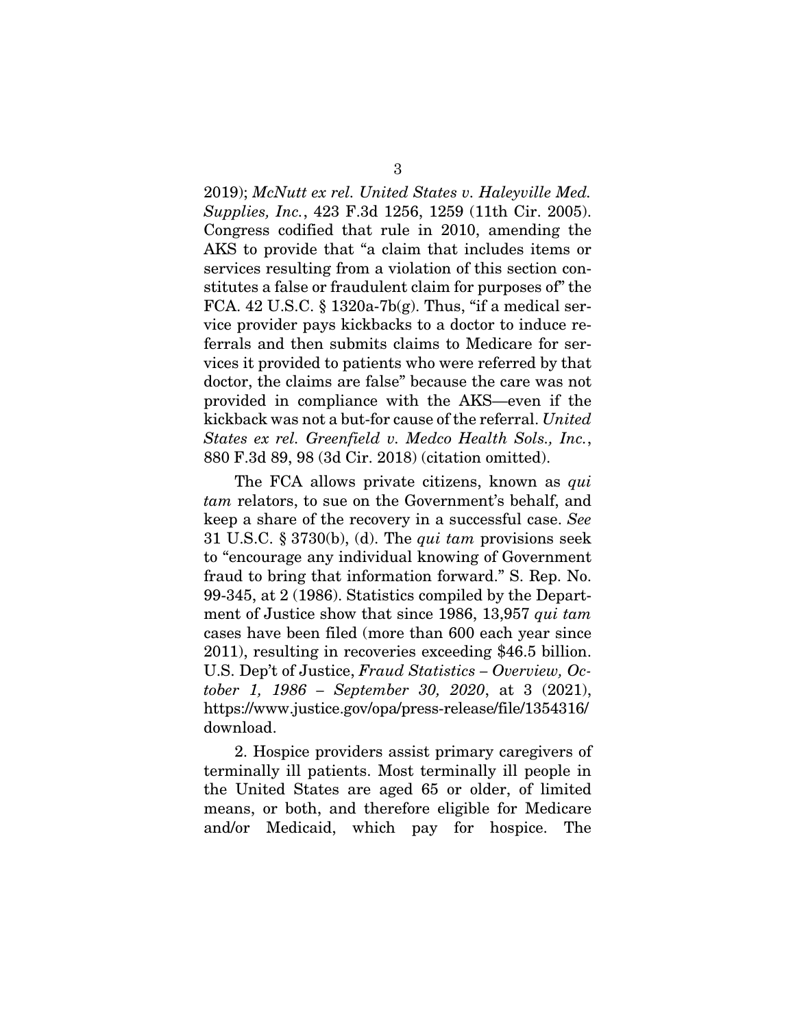2019); *McNutt ex rel. United States v. Haleyville Med. Supplies, Inc.*, 423 F.3d 1256, 1259 (11th Cir. 2005). Congress codified that rule in 2010, amending the AKS to provide that "a claim that includes items or services resulting from a violation of this section constitutes a false or fraudulent claim for purposes of" the FCA. 42 U.S.C. § 1320a-7b(g). Thus, "if a medical service provider pays kickbacks to a doctor to induce referrals and then submits claims to Medicare for services it provided to patients who were referred by that doctor, the claims are false" because the care was not provided in compliance with the AKS—even if the kickback was not a but-for cause of the referral. *United States ex rel. Greenfield v. Medco Health Sols., Inc.*, 880 F.3d 89, 98 (3d Cir. 2018) (citation omitted).

The FCA allows private citizens, known as *qui tam* relators, to sue on the Government's behalf, and keep a share of the recovery in a successful case. *See* 31 U.S.C. § 3730(b), (d). The *qui tam* provisions seek to "encourage any individual knowing of Government fraud to bring that information forward." S. Rep. No. 99-345, at 2 (1986). Statistics compiled by the Department of Justice show that since 1986, 13,957 *qui tam* cases have been filed (more than 600 each year since 2011), resulting in recoveries exceeding $46.5 billion. U.S. Dep't of Justice, *Fraud Statistics – Overview, October 1, 1986 – September 30, 2020*, at 3 (2021), https://www.justice.gov/opa/press-release/file/1354316/download.

2. Hospice providers assist primary caregivers of terminally ill patients. Most terminally ill people in the United States are aged 65 or older, of limited means, or both, and therefore eligible for Medicare and/or Medicaid, which pay for hospice. The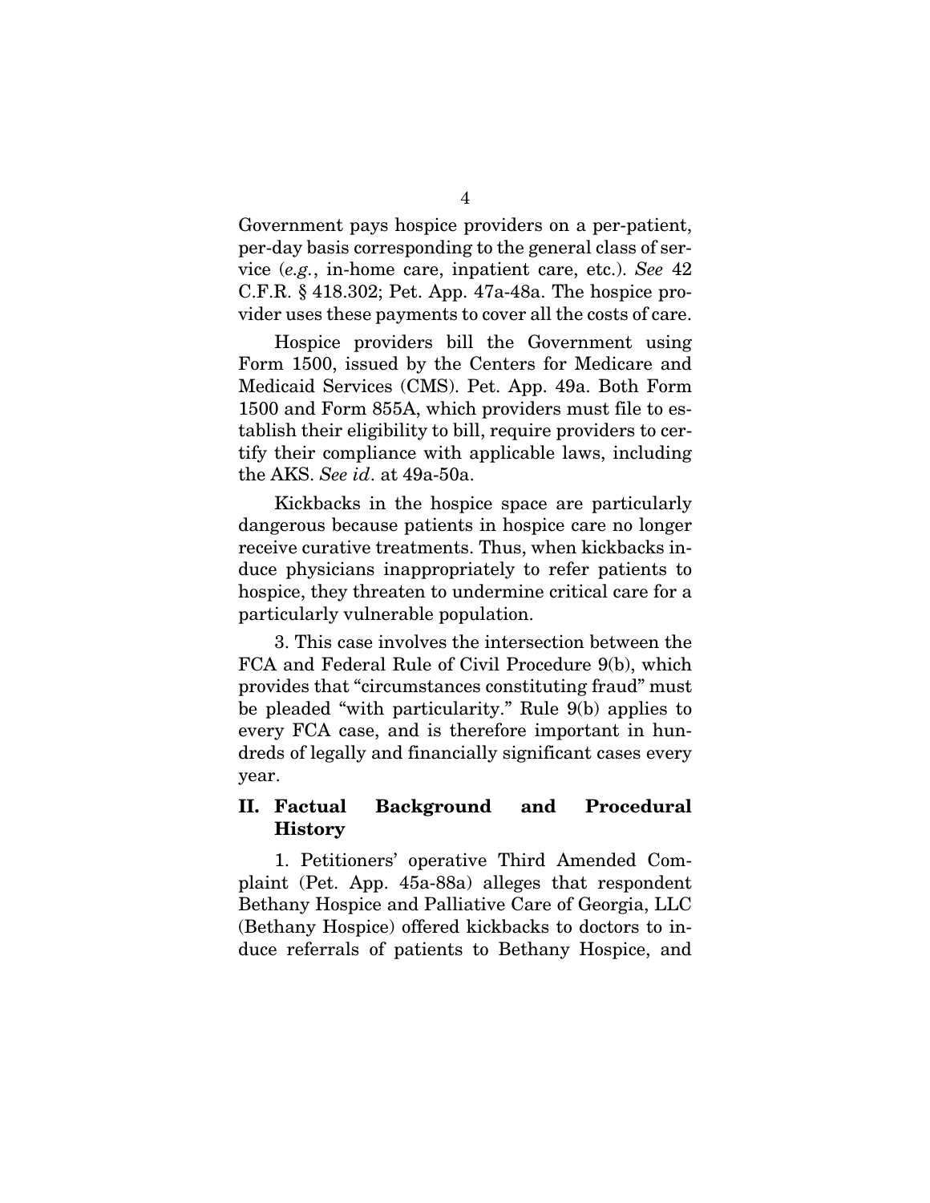Government pays hospice providers on a per-patient, per-day basis corresponding to the general class of service (*e.g.*, in-home care, inpatient care, etc.). *See* 42 C.F.R. § 418.302; Pet. App. 47a-48a. The hospice provider uses these payments to cover all the costs of care.

Hospice providers bill the Government using Form 1500, issued by the Centers for Medicare and Medicaid Services (CMS). Pet. App. 49a. Both Form 1500 and Form 855A, which providers must file to establish their eligibility to bill, require providers to certify their compliance with applicable laws, including the AKS. *See id*. at 49a-50a.

Kickbacks in the hospice space are particularly dangerous because patients in hospice care no longer receive curative treatments. Thus, when kickbacks induce physicians inappropriately to refer patients to hospice, they threaten to undermine critical care for a particularly vulnerable population.

3. This case involves the intersection between the FCA and Federal Rule of Civil Procedure 9(b), which provides that "circumstances constituting fraud" must be pleaded "with particularity." Rule 9(b) applies to every FCA case, and is therefore important in hundreds of legally and financially significant cases every year.

## II. Factual Background and Procedural History

1. Petitioners' operative Third Amended Complaint (Pet. App. 45a-88a) alleges that respondent Bethany Hospice and Palliative Care of Georgia, LLC (Bethany Hospice) offered kickbacks to doctors to induce referrals of patients to Bethany Hospice, and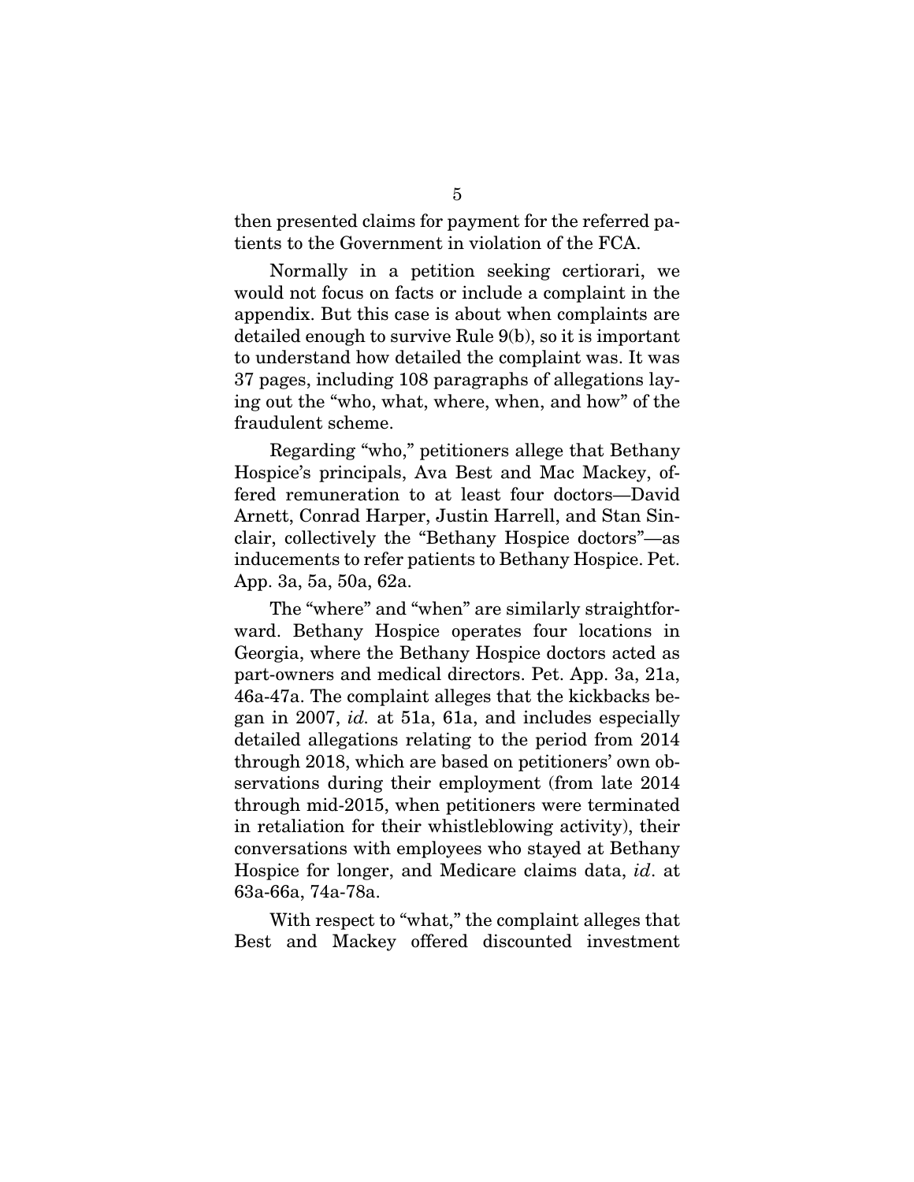then presented claims for payment for the referred patients to the Government in violation of the FCA.

Normally in a petition seeking certiorari, we would not focus on facts or include a complaint in the appendix. But this case is about when complaints are detailed enough to survive Rule 9(b), so it is important to understand how detailed the complaint was. It was 37 pages, including 108 paragraphs of allegations laying out the "who, what, where, when, and how" of the fraudulent scheme.

Regarding "who," petitioners allege that Bethany Hospice's principals, Ava Best and Mac Mackey, offered remuneration to at least four doctors—David Arnett, Conrad Harper, Justin Harrell, and Stan Sinclair, collectively the "Bethany Hospice doctors"—as inducements to refer patients to Bethany Hospice. Pet. App. 3a, 5a, 50a, 62a.

The "where" and "when" are similarly straightforward. Bethany Hospice operates four locations in Georgia, where the Bethany Hospice doctors acted as part-owners and medical directors. Pet. App. 3a, 21a, 46a-47a. The complaint alleges that the kickbacks began in 2007, *id.* at 51a, 61a, and includes especially detailed allegations relating to the period from 2014 through 2018, which are based on petitioners' own observations during their employment (from late 2014 through mid-2015, when petitioners were terminated in retaliation for their whistleblowing activity), their conversations with employees who stayed at Bethany Hospice for longer, and Medicare claims data, *id*. at 63a-66a, 74a-78a.

With respect to "what," the complaint alleges that Best and Mackey offered discounted investment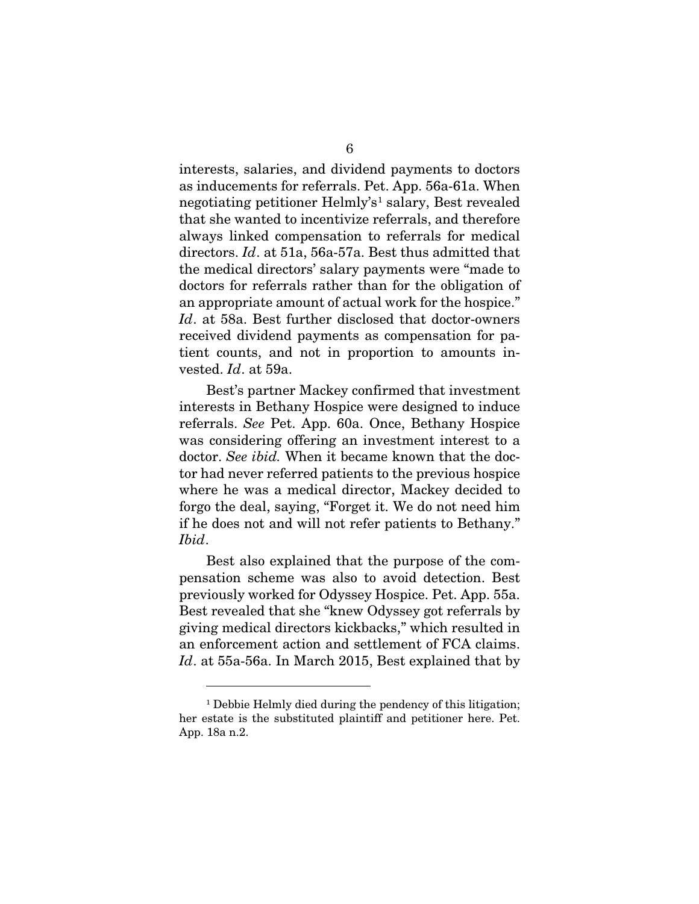interests, salaries, and dividend payments to doctors as inducements for referrals. Pet. App. 56a-61a. When negotiating petitioner Helmly's[1] salary, Best revealed that she wanted to incentivize referrals, and therefore always linked compensation to referrals for medical directors. *Id*. at 51a, 56a-57a. Best thus admitted that the medical directors' salary payments were "made to doctors for referrals rather than for the obligation of an appropriate amount of actual work for the hospice." *Id*. at 58a. Best further disclosed that doctor-owners received dividend payments as compensation for patient counts, and not in proportion to amounts invested. *Id*. at 59a.

Best's partner Mackey confirmed that investment interests in Bethany Hospice were designed to induce referrals. *See* Pet. App. 60a. Once, Bethany Hospice was considering offering an investment interest to a doctor. *See ibid.* When it became known that the doctor had never referred patients to the previous hospice where he was a medical director, Mackey decided to forgo the deal, saying, "Forget it. We do not need him if he does not and will not refer patients to Bethany." *Ibid*.

Best also explained that the purpose of the compensation scheme was also to avoid detection. Best previously worked for Odyssey Hospice. Pet. App. 55a. Best revealed that she "knew Odyssey got referrals by giving medical directors kickbacks," which resulted in an enforcement action and settlement of FCA claims. *Id*. at 55a-56a. In March 2015, Best explained that by

---

[1] Debbie Helmly died during the pendency of this litigation; her estate is the substituted plaintiff and petitioner here. Pet. App. 18a n.2.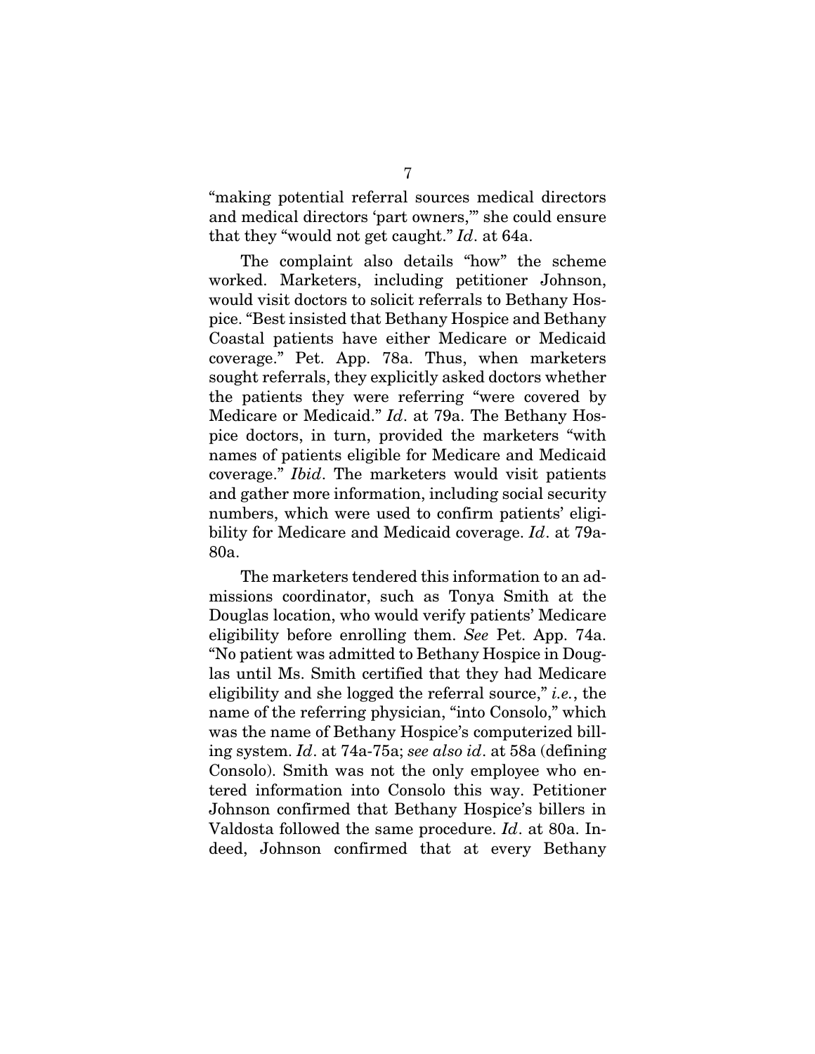"making potential referral sources medical directors and medical directors 'part owners,'" she could ensure that they "would not get caught." *Id*. at 64a.

The complaint also details "how" the scheme worked. Marketers, including petitioner Johnson, would visit doctors to solicit referrals to Bethany Hospice. "Best insisted that Bethany Hospice and Bethany Coastal patients have either Medicare or Medicaid coverage." Pet. App. 78a. Thus, when marketers sought referrals, they explicitly asked doctors whether the patients they were referring "were covered by Medicare or Medicaid." *Id*. at 79a. The Bethany Hospice doctors, in turn, provided the marketers "with names of patients eligible for Medicare and Medicaid coverage." *Ibid*. The marketers would visit patients and gather more information, including social security numbers, which were used to confirm patients' eligibility for Medicare and Medicaid coverage. *Id*. at 79a-80a.

The marketers tendered this information to an admissions coordinator, such as Tonya Smith at the Douglas location, who would verify patients' Medicare eligibility before enrolling them. *See* Pet. App. 74a. "No patient was admitted to Bethany Hospice in Douglas until Ms. Smith certified that they had Medicare eligibility and she logged the referral source," *i.e.*, the name of the referring physician, "into Consolo," which was the name of Bethany Hospice's computerized billing system. *Id*. at 74a-75a; *see also id*. at 58a (defining Consolo). Smith was not the only employee who entered information into Consolo this way. Petitioner Johnson confirmed that Bethany Hospice's billers in Valdosta followed the same procedure. *Id*. at 80a. Indeed, Johnson confirmed that at every Bethany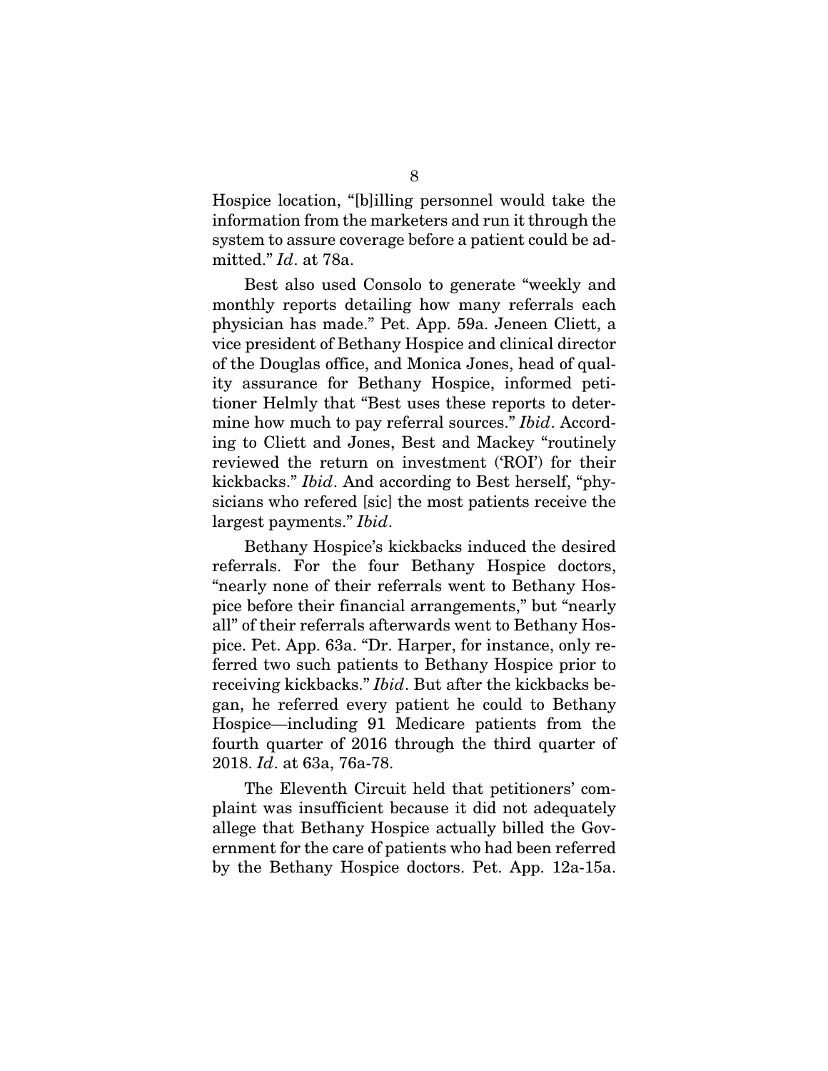Hospice location, "[b]illing personnel would take the information from the marketers and run it through the system to assure coverage before a patient could be admitted." *Id*. at 78a.

Best also used Consolo to generate "weekly and monthly reports detailing how many referrals each physician has made." Pet. App. 59a. Jeneen Cliett, a vice president of Bethany Hospice and clinical director of the Douglas office, and Monica Jones, head of quality assurance for Bethany Hospice, informed petitioner Helmly that "Best uses these reports to determine how much to pay referral sources." *Ibid*. According to Cliett and Jones, Best and Mackey "routinely reviewed the return on investment ('ROI') for their kickbacks." *Ibid*. And according to Best herself, "physicians who refered [sic] the most patients receive the largest payments." *Ibid*.

Bethany Hospice's kickbacks induced the desired referrals. For the four Bethany Hospice doctors, "nearly none of their referrals went to Bethany Hospice before their financial arrangements," but "nearly all" of their referrals afterwards went to Bethany Hospice. Pet. App. 63a. "Dr. Harper, for instance, only referred two such patients to Bethany Hospice prior to receiving kickbacks." *Ibid*. But after the kickbacks began, he referred every patient he could to Bethany Hospice—including 91 Medicare patients from the fourth quarter of 2016 through the third quarter of 2018. *Id*. at 63a, 76a-78.

The Eleventh Circuit held that petitioners' complaint was insufficient because it did not adequately allege that Bethany Hospice actually billed the Government for the care of patients who had been referred by the Bethany Hospice doctors. Pet. App. 12a-15a.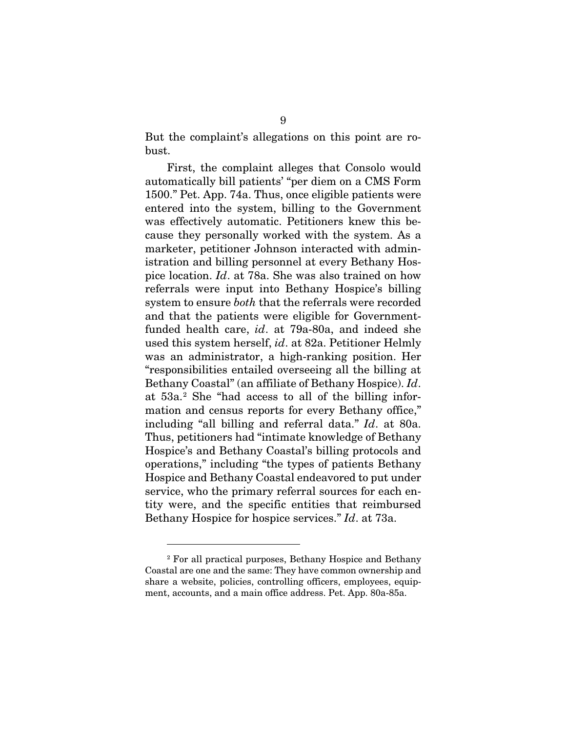But the complaint's allegations on this point are robust.

First, the complaint alleges that Consolo would automatically bill patients' "per diem on a CMS Form 1500." Pet. App. 74a. Thus, once eligible patients were entered into the system, billing to the Government was effectively automatic. Petitioners knew this because they personally worked with the system. As a marketer, petitioner Johnson interacted with administration and billing personnel at every Bethany Hospice location. *Id*. at 78a. She was also trained on how referrals were input into Bethany Hospice's billing system to ensure *both* that the referrals were recorded and that the patients were eligible for Government-funded health care, *id*. at 79a-80a, and indeed she used this system herself, *id*. at 82a. Petitioner Helmly was an administrator, a high-ranking position. Her "responsibilities entailed overseeing all the billing at Bethany Coastal" (an affiliate of Bethany Hospice). *Id*. at 53a.[2] She "had access to all of the billing information and census reports for every Bethany office," including "all billing and referral data." *Id*. at 80a. Thus, petitioners had "intimate knowledge of Bethany Hospice's and Bethany Coastal's billing protocols and operations," including "the types of patients Bethany Hospice and Bethany Coastal endeavored to put under service, who the primary referral sources for each entity were, and the specific entities that reimbursed Bethany Hospice for hospice services." *Id*. at 73a.

---

[2] For all practical purposes, Bethany Hospice and Bethany Coastal are one and the same: They have common ownership and share a website, policies, controlling officers, employees, equipment, accounts, and a main office address. Pet. App. 80a-85a.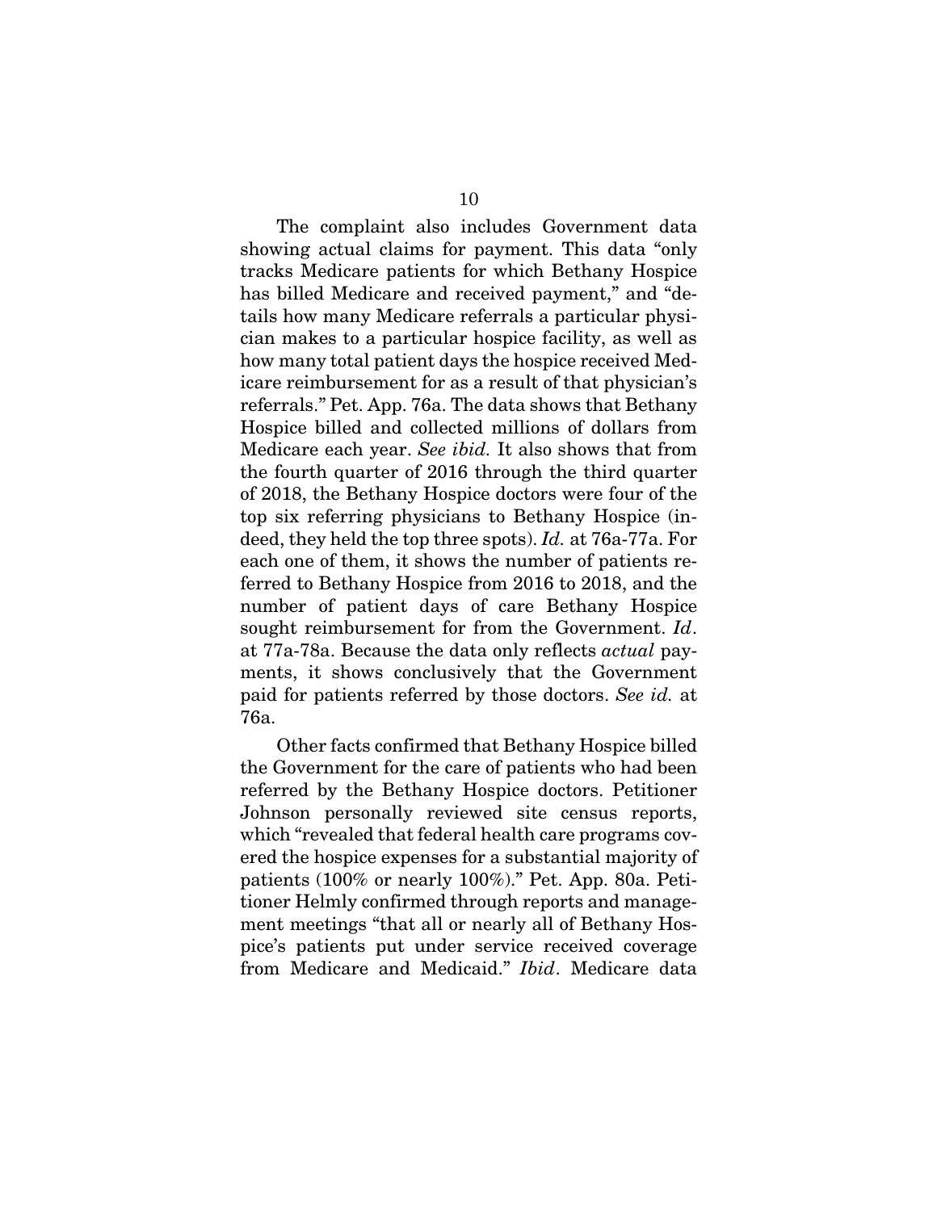The complaint also includes Government data showing actual claims for payment. This data "only tracks Medicare patients for which Bethany Hospice has billed Medicare and received payment," and "details how many Medicare referrals a particular physician makes to a particular hospice facility, as well as how many total patient days the hospice received Medicare reimbursement for as a result of that physician's referrals." Pet. App. 76a. The data shows that Bethany Hospice billed and collected millions of dollars from Medicare each year. *See ibid.* It also shows that from the fourth quarter of 2016 through the third quarter of 2018, the Bethany Hospice doctors were four of the top six referring physicians to Bethany Hospice (indeed, they held the top three spots). *Id.* at 76a-77a. For each one of them, it shows the number of patients referred to Bethany Hospice from 2016 to 2018, and the number of patient days of care Bethany Hospice sought reimbursement for from the Government. *Id*. at 77a-78a. Because the data only reflects *actual* payments, it shows conclusively that the Government paid for patients referred by those doctors. *See id.* at 76a.

Other facts confirmed that Bethany Hospice billed the Government for the care of patients who had been referred by the Bethany Hospice doctors. Petitioner Johnson personally reviewed site census reports, which "revealed that federal health care programs covered the hospice expenses for a substantial majority of patients (100% or nearly 100%)." Pet. App. 80a. Petitioner Helmly confirmed through reports and management meetings "that all or nearly all of Bethany Hospice's patients put under service received coverage from Medicare and Medicaid." *Ibid*. Medicare data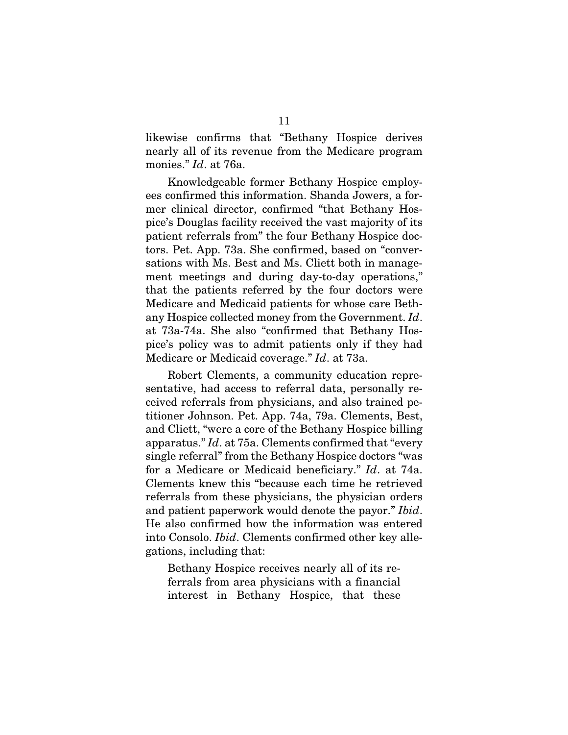likewise confirms that "Bethany Hospice derives nearly all of its revenue from the Medicare program monies." *Id*. at 76a.

Knowledgeable former Bethany Hospice employees confirmed this information. Shanda Jowers, a former clinical director, confirmed "that Bethany Hospice's Douglas facility received the vast majority of its patient referrals from" the four Bethany Hospice doctors. Pet. App. 73a. She confirmed, based on "conversations with Ms. Best and Ms. Cliett both in management meetings and during day-to-day operations," that the patients referred by the four doctors were Medicare and Medicaid patients for whose care Bethany Hospice collected money from the Government. *Id*. at 73a-74a. She also "confirmed that Bethany Hospice's policy was to admit patients only if they had Medicare or Medicaid coverage." *Id*. at 73a.

Robert Clements, a community education representative, had access to referral data, personally received referrals from physicians, and also trained petitioner Johnson. Pet. App. 74a, 79a. Clements, Best, and Cliett, "were a core of the Bethany Hospice billing apparatus." *Id*. at 75a. Clements confirmed that "every single referral" from the Bethany Hospice doctors "was for a Medicare or Medicaid beneficiary." *Id*. at 74a. Clements knew this "because each time he retrieved referrals from these physicians, the physician orders and patient paperwork would denote the payor." *Ibid*. He also confirmed how the information was entered into Consolo. *Ibid*. Clements confirmed other key allegations, including that:

> Bethany Hospice receives nearly all of its referrals from area physicians with a financial interest in Bethany Hospice, that these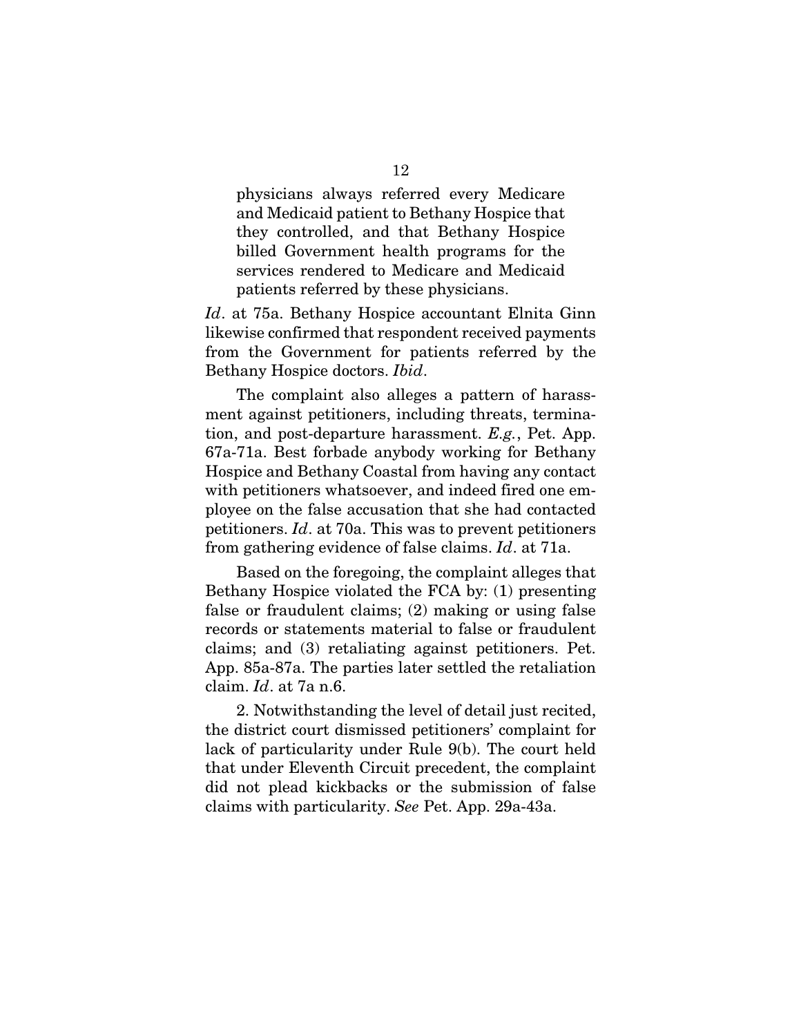> physicians always referred every Medicare and Medicaid patient to Bethany Hospice that they controlled, and that Bethany Hospice billed Government health programs for the services rendered to Medicare and Medicaid patients referred by these physicians.

*Id*. at 75a. Bethany Hospice accountant Elnita Ginn likewise confirmed that respondent received payments from the Government for patients referred by the Bethany Hospice doctors. *Ibid*.

The complaint also alleges a pattern of harassment against petitioners, including threats, termination, and post-departure harassment. *E.g.*, Pet. App. 67a-71a. Best forbade anybody working for Bethany Hospice and Bethany Coastal from having any contact with petitioners whatsoever, and indeed fired one employee on the false accusation that she had contacted petitioners. *Id*. at 70a. This was to prevent petitioners from gathering evidence of false claims. *Id*. at 71a.

Based on the foregoing, the complaint alleges that Bethany Hospice violated the FCA by: (1) presenting false or fraudulent claims; (2) making or using false records or statements material to false or fraudulent claims; and (3) retaliating against petitioners. Pet. App. 85a-87a. The parties later settled the retaliation claim. *Id*. at 7a n.6.

2. Notwithstanding the level of detail just recited, the district court dismissed petitioners' complaint for lack of particularity under Rule 9(b). The court held that under Eleventh Circuit precedent, the complaint did not plead kickbacks or the submission of false claims with particularity. *See* Pet. App. 29a-43a.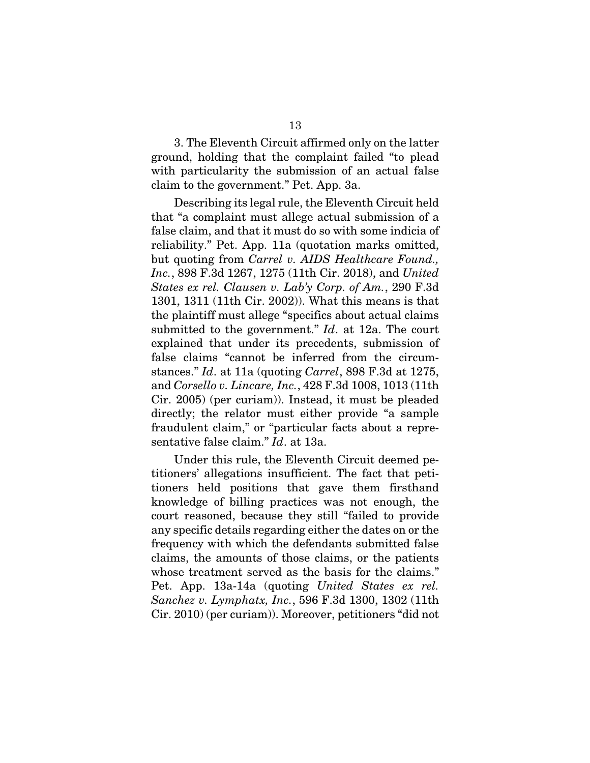3. The Eleventh Circuit affirmed only on the latter ground, holding that the complaint failed "to plead with particularity the submission of an actual false claim to the government." Pet. App. 3a.

Describing its legal rule, the Eleventh Circuit held that "a complaint must allege actual submission of a false claim, and that it must do so with some indicia of reliability." Pet. App. 11a (quotation marks omitted, but quoting from *Carrel v. AIDS Healthcare Found., Inc.*, 898 F.3d 1267, 1275 (11th Cir. 2018), and *United States ex rel. Clausen v. Lab'y Corp. of Am.*, 290 F.3d 1301, 1311 (11th Cir. 2002)). What this means is that the plaintiff must allege "specifics about actual claims submitted to the government." *Id*. at 12a. The court explained that under its precedents, submission of false claims "cannot be inferred from the circumstances." *Id*. at 11a (quoting *Carrel*, 898 F.3d at 1275, and *Corsello v. Lincare, Inc.*, 428 F.3d 1008, 1013 (11th Cir. 2005) (per curiam)). Instead, it must be pleaded directly; the relator must either provide "a sample fraudulent claim," or "particular facts about a representative false claim." *Id*. at 13a.

Under this rule, the Eleventh Circuit deemed petitioners' allegations insufficient. The fact that petitioners held positions that gave them firsthand knowledge of billing practices was not enough, the court reasoned, because they still "failed to provide any specific details regarding either the dates on or the frequency with which the defendants submitted false claims, the amounts of those claims, or the patients whose treatment served as the basis for the claims." Pet. App. 13a-14a (quoting *United States ex rel. Sanchez v. Lymphatx, Inc.*, 596 F.3d 1300, 1302 (11th Cir. 2010) (per curiam)). Moreover, petitioners "did not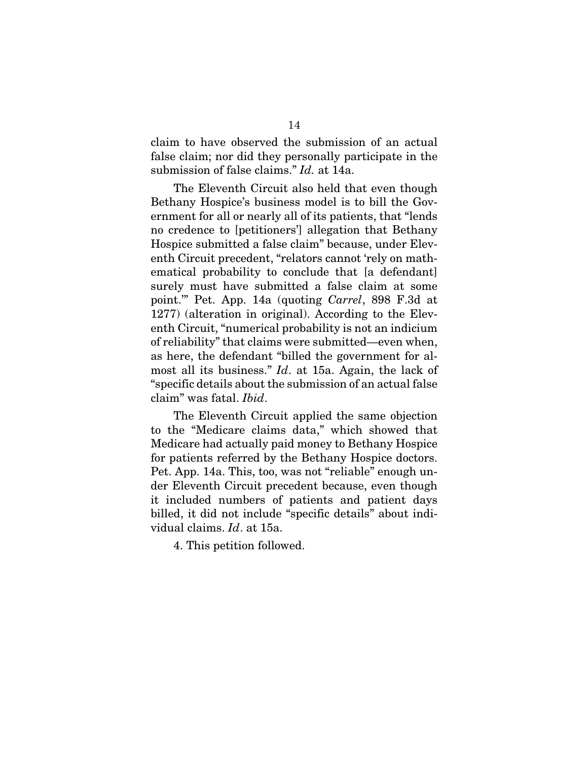claim to have observed the submission of an actual false claim; nor did they personally participate in the submission of false claims." *Id.* at 14a.

The Eleventh Circuit also held that even though Bethany Hospice's business model is to bill the Government for all or nearly all of its patients, that "lends no credence to [petitioners'] allegation that Bethany Hospice submitted a false claim" because, under Eleventh Circuit precedent, "relators cannot 'rely on mathematical probability to conclude that [a defendant] surely must have submitted a false claim at some point.'" Pet. App. 14a (quoting *Carrel*, 898 F.3d at 1277) (alteration in original). According to the Eleventh Circuit, "numerical probability is not an indicium of reliability" that claims were submitted—even when, as here, the defendant "billed the government for almost all its business." *Id*. at 15a. Again, the lack of "specific details about the submission of an actual false claim" was fatal. *Ibid*.

The Eleventh Circuit applied the same objection to the "Medicare claims data," which showed that Medicare had actually paid money to Bethany Hospice for patients referred by the Bethany Hospice doctors. Pet. App. 14a. This, too, was not "reliable" enough under Eleventh Circuit precedent because, even though it included numbers of patients and patient days billed, it did not include "specific details" about individual claims. *Id*. at 15a.

4. This petition followed.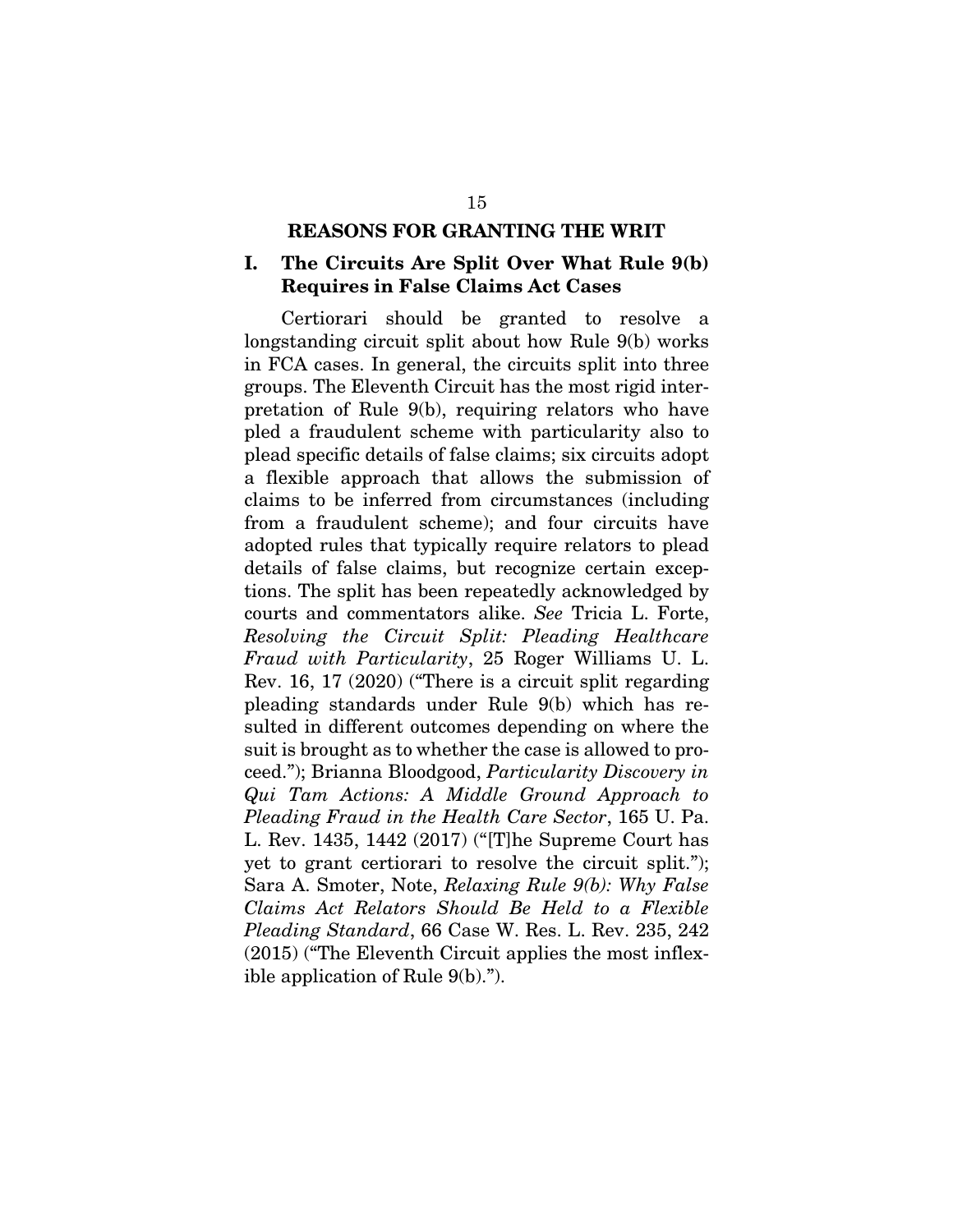## REASONS FOR GRANTING THE WRIT

### I. The Circuits Are Split Over What Rule 9(b) Requires in False Claims Act Cases

Certiorari should be granted to resolve a longstanding circuit split about how Rule 9(b) works in FCA cases. In general, the circuits split into three groups. The Eleventh Circuit has the most rigid interpretation of Rule 9(b), requiring relators who have pled a fraudulent scheme with particularity also to plead specific details of false claims; six circuits adopt a flexible approach that allows the submission of claims to be inferred from circumstances (including from a fraudulent scheme); and four circuits have adopted rules that typically require relators to plead details of false claims, but recognize certain exceptions. The split has been repeatedly acknowledged by courts and commentators alike. *See* Tricia L. Forte, *Resolving the Circuit Split: Pleading Healthcare Fraud with Particularity*, 25 Roger Williams U. L. Rev. 16, 17 (2020) ("There is a circuit split regarding pleading standards under Rule 9(b) which has resulted in different outcomes depending on where the suit is brought as to whether the case is allowed to proceed."); Brianna Bloodgood, *Particularity Discovery in Qui Tam Actions: A Middle Ground Approach to Pleading Fraud in the Health Care Sector*, 165 U. Pa. L. Rev. 1435, 1442 (2017) ("[T]he Supreme Court has yet to grant certiorari to resolve the circuit split."); Sara A. Smoter, Note, *Relaxing Rule 9(b): Why False Claims Act Relators Should Be Held to a Flexible Pleading Standard*, 66 Case W. Res. L. Rev. 235, 242 (2015) ("The Eleventh Circuit applies the most inflexible application of Rule 9(b).").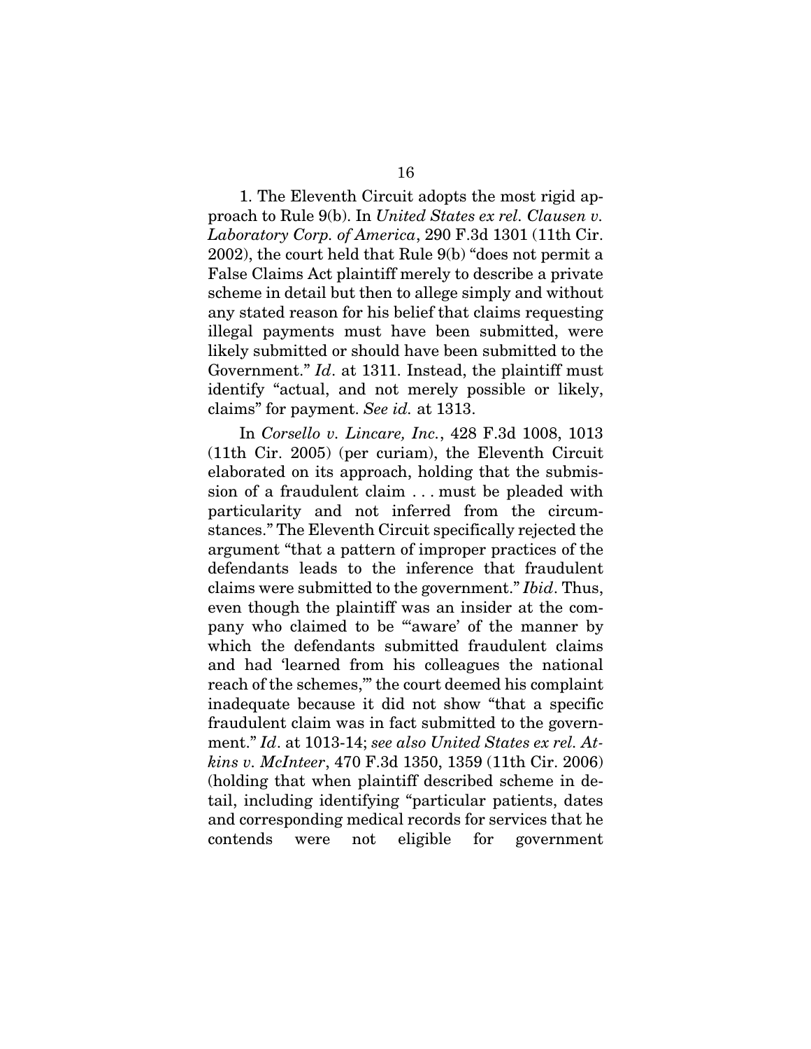1. The Eleventh Circuit adopts the most rigid approach to Rule 9(b). In *United States ex rel. Clausen v. Laboratory Corp. of America*, 290 F.3d 1301 (11th Cir. 2002), the court held that Rule 9(b) "does not permit a False Claims Act plaintiff merely to describe a private scheme in detail but then to allege simply and without any stated reason for his belief that claims requesting illegal payments must have been submitted, were likely submitted or should have been submitted to the Government." *Id*. at 1311. Instead, the plaintiff must identify "actual, and not merely possible or likely, claims" for payment. *See id.* at 1313.

In *Corsello v. Lincare, Inc.*, 428 F.3d 1008, 1013 (11th Cir. 2005) (per curiam), the Eleventh Circuit elaborated on its approach, holding that the submission of a fraudulent claim . . . must be pleaded with particularity and not inferred from the circumstances." The Eleventh Circuit specifically rejected the argument "that a pattern of improper practices of the defendants leads to the inference that fraudulent claims were submitted to the government." *Ibid*. Thus, even though the plaintiff was an insider at the company who claimed to be "'aware' of the manner by which the defendants submitted fraudulent claims and had 'learned from his colleagues the national reach of the schemes,'" the court deemed his complaint inadequate because it did not show "that a specific fraudulent claim was in fact submitted to the government." *Id*. at 1013-14; *see also United States ex rel. Atkins v. McInteer*, 470 F.3d 1350, 1359 (11th Cir. 2006) (holding that when plaintiff described scheme in detail, including identifying "particular patients, dates and corresponding medical records for services that he contends were not eligible for government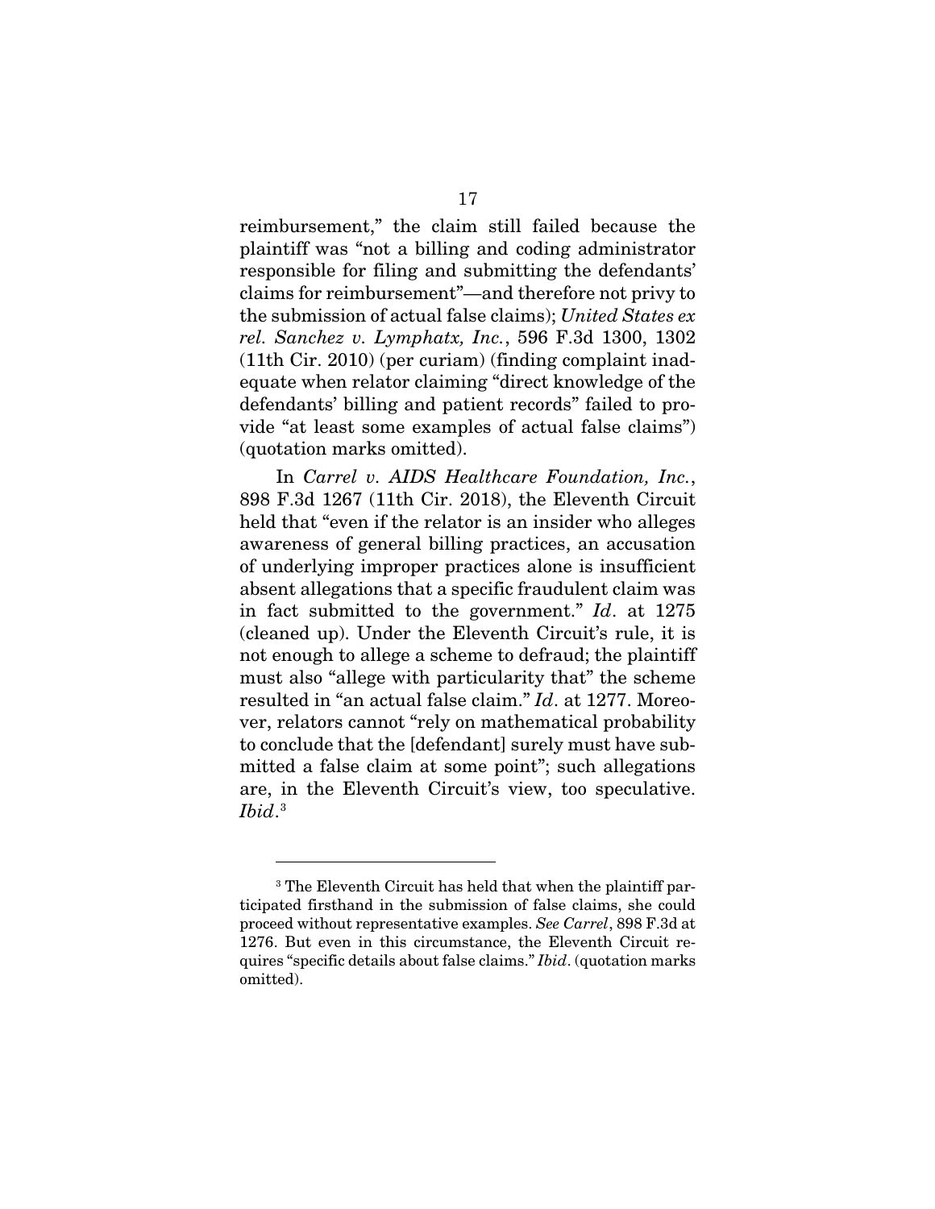reimbursement," the claim still failed because the plaintiff was "not a billing and coding administrator responsible for filing and submitting the defendants' claims for reimbursement"—and therefore not privy to the submission of actual false claims); *United States ex rel. Sanchez v. Lymphatx, Inc.*, 596 F.3d 1300, 1302 (11th Cir. 2010) (per curiam) (finding complaint inadequate when relator claiming "direct knowledge of the defendants' billing and patient records" failed to provide "at least some examples of actual false claims") (quotation marks omitted).

In *Carrel v. AIDS Healthcare Foundation, Inc.*, 898 F.3d 1267 (11th Cir. 2018), the Eleventh Circuit held that "even if the relator is an insider who alleges awareness of general billing practices, an accusation of underlying improper practices alone is insufficient absent allegations that a specific fraudulent claim was in fact submitted to the government." *Id*. at 1275 (cleaned up). Under the Eleventh Circuit's rule, it is not enough to allege a scheme to defraud; the plaintiff must also "allege with particularity that" the scheme resulted in "an actual false claim." *Id*. at 1277. Moreover, relators cannot "rely on mathematical probability to conclude that the [defendant] surely must have submitted a false claim at some point"; such allegations are, in the Eleventh Circuit's view, too speculative. *Ibid*.[3]

---

[3] The Eleventh Circuit has held that when the plaintiff participated firsthand in the submission of false claims, she could proceed without representative examples. *See Carrel*, 898 F.3d at 1276. But even in this circumstance, the Eleventh Circuit requires "specific details about false claims." *Ibid*. (quotation marks omitted).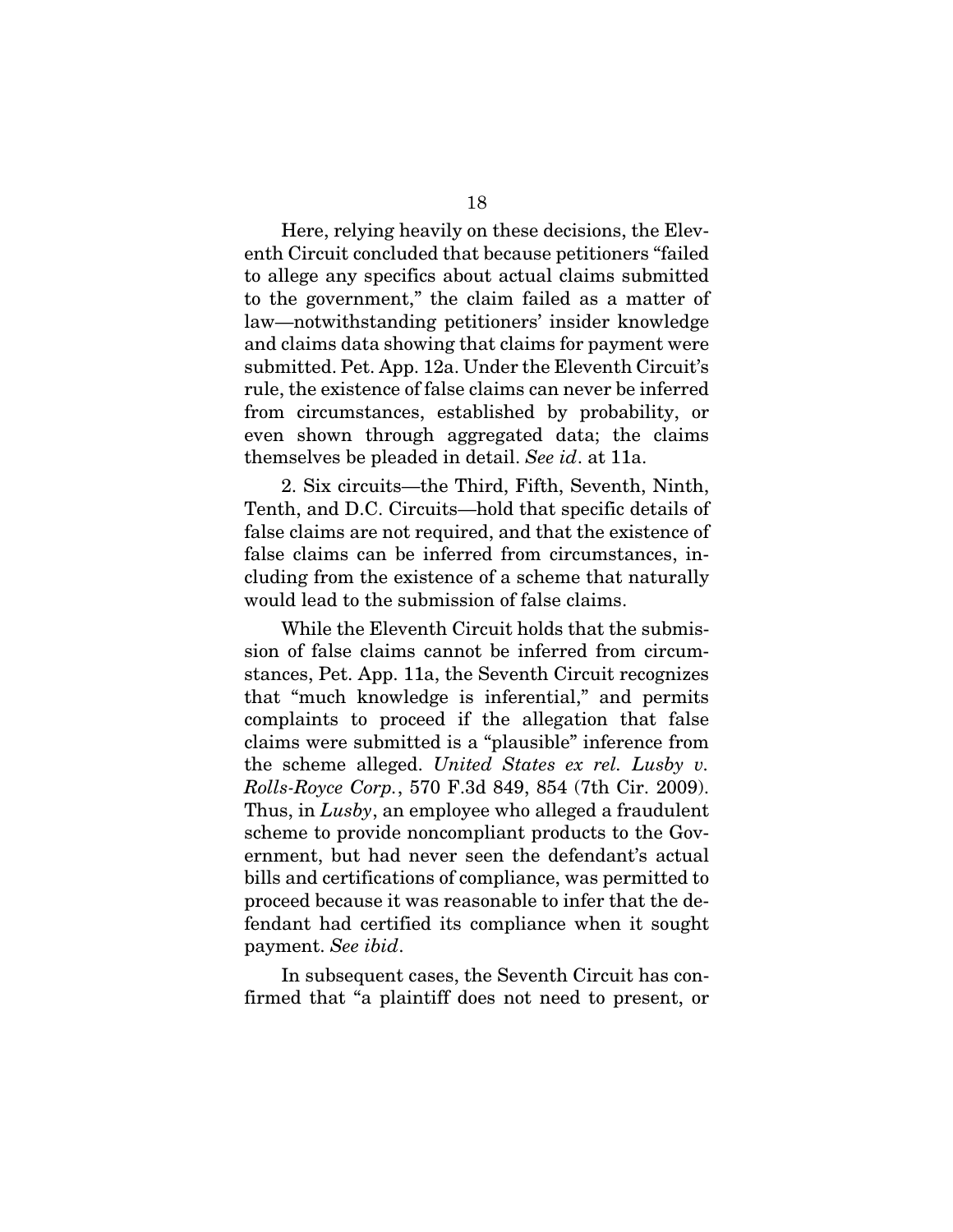Here, relying heavily on these decisions, the Eleventh Circuit concluded that because petitioners "failed to allege any specifics about actual claims submitted to the government," the claim failed as a matter of law—notwithstanding petitioners' insider knowledge and claims data showing that claims for payment were submitted. Pet. App. 12a. Under the Eleventh Circuit's rule, the existence of false claims can never be inferred from circumstances, established by probability, or even shown through aggregated data; the claims themselves be pleaded in detail. *See id*. at 11a.

2. Six circuits—the Third, Fifth, Seventh, Ninth, Tenth, and D.C. Circuits—hold that specific details of false claims are not required, and that the existence of false claims can be inferred from circumstances, including from the existence of a scheme that naturally would lead to the submission of false claims.

While the Eleventh Circuit holds that the submission of false claims cannot be inferred from circumstances, Pet. App. 11a, the Seventh Circuit recognizes that "much knowledge is inferential," and permits complaints to proceed if the allegation that false claims were submitted is a "plausible" inference from the scheme alleged. *United States ex rel. Lusby v. Rolls-Royce Corp.*, 570 F.3d 849, 854 (7th Cir. 2009). Thus, in *Lusby*, an employee who alleged a fraudulent scheme to provide noncompliant products to the Government, but had never seen the defendant's actual bills and certifications of compliance, was permitted to proceed because it was reasonable to infer that the defendant had certified its compliance when it sought payment. *See ibid*.

In subsequent cases, the Seventh Circuit has confirmed that "a plaintiff does not need to present, or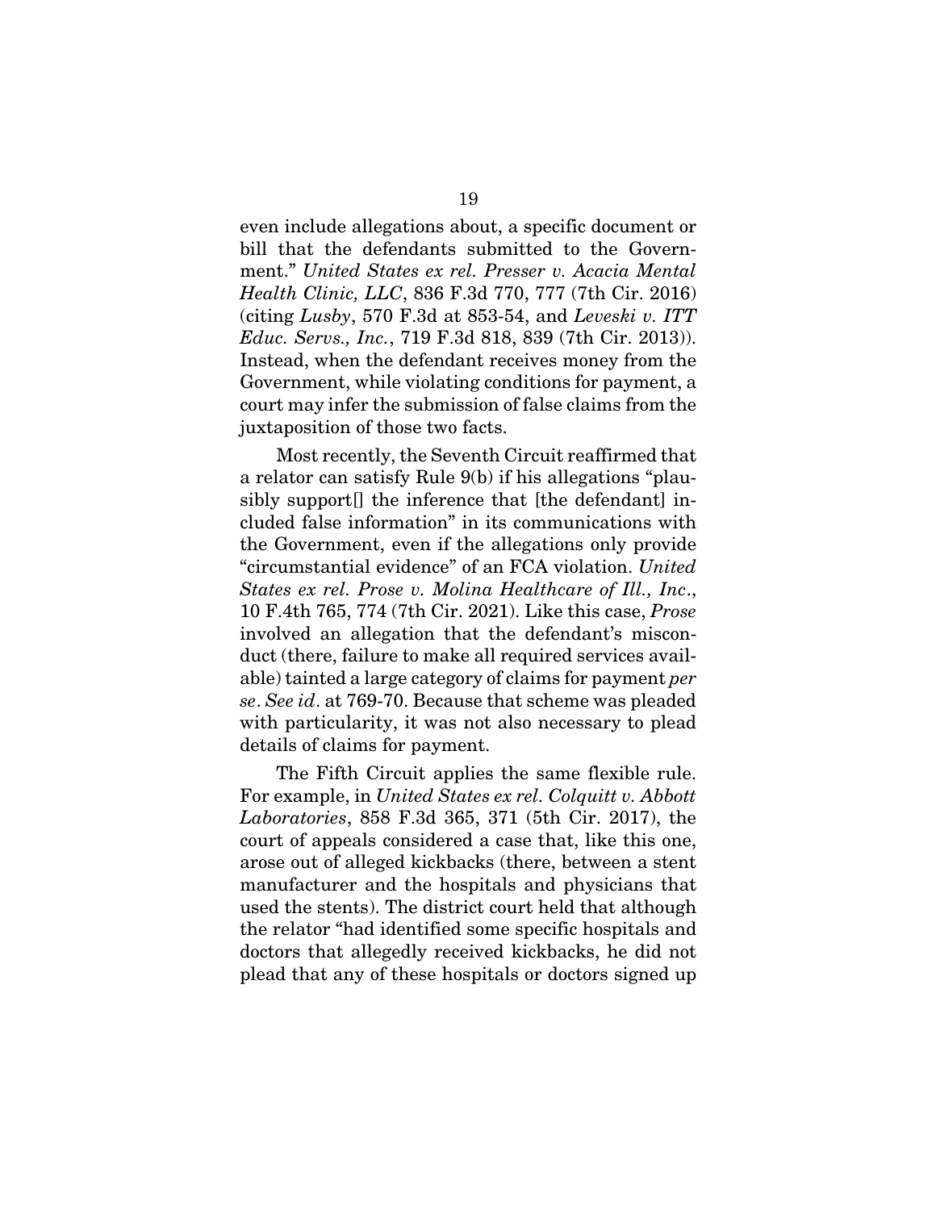even include allegations about, a specific document or bill that the defendants submitted to the Government." *United States ex rel. Presser v. Acacia Mental Health Clinic, LLC*, 836 F.3d 770, 777 (7th Cir. 2016) (citing *Lusby*, 570 F.3d at 853-54, and *Leveski v. ITT Educ. Servs., Inc.*, 719 F.3d 818, 839 (7th Cir. 2013)). Instead, when the defendant receives money from the Government, while violating conditions for payment, a court may infer the submission of false claims from the juxtaposition of those two facts.

Most recently, the Seventh Circuit reaffirmed that a relator can satisfy Rule 9(b) if his allegations "plausibly support[] the inference that [the defendant] included false information" in its communications with the Government, even if the allegations only provide "circumstantial evidence" of an FCA violation. *United States ex rel. Prose v. Molina Healthcare of Ill., Inc*., 10 F.4th 765, 774 (7th Cir. 2021). Like this case, *Prose* involved an allegation that the defendant's misconduct (there, failure to make all required services available) tainted a large category of claims for payment *per se*. *See id*. at 769-70. Because that scheme was pleaded with particularity, it was not also necessary to plead details of claims for payment.

The Fifth Circuit applies the same flexible rule. For example, in *United States ex rel. Colquitt v. Abbott Laboratories*, 858 F.3d 365, 371 (5th Cir. 2017), the court of appeals considered a case that, like this one, arose out of alleged kickbacks (there, between a stent manufacturer and the hospitals and physicians that used the stents). The district court held that although the relator "had identified some specific hospitals and doctors that allegedly received kickbacks, he did not plead that any of these hospitals or doctors signed up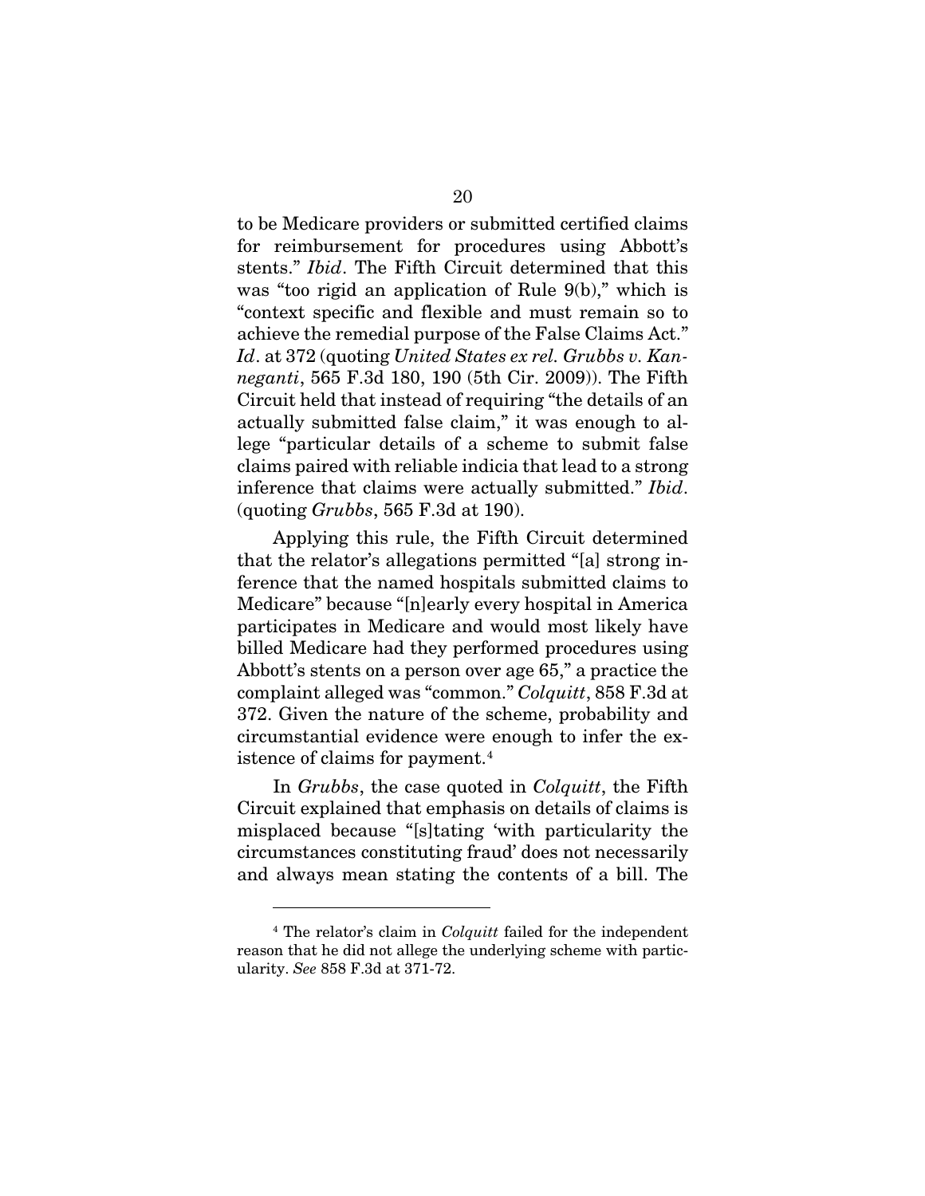to be Medicare providers or submitted certified claims for reimbursement for procedures using Abbott's stents." *Ibid*. The Fifth Circuit determined that this was "too rigid an application of Rule 9(b)," which is "context specific and flexible and must remain so to achieve the remedial purpose of the False Claims Act." *Id*. at 372 (quoting *United States ex rel. Grubbs v. Kanneganti*, 565 F.3d 180, 190 (5th Cir. 2009)). The Fifth Circuit held that instead of requiring "the details of an actually submitted false claim," it was enough to allege "particular details of a scheme to submit false claims paired with reliable indicia that lead to a strong inference that claims were actually submitted." *Ibid*. (quoting *Grubbs*, 565 F.3d at 190).

Applying this rule, the Fifth Circuit determined that the relator's allegations permitted "[a] strong inference that the named hospitals submitted claims to Medicare" because "[n]early every hospital in America participates in Medicare and would most likely have billed Medicare had they performed procedures using Abbott's stents on a person over age 65," a practice the complaint alleged was "common." *Colquitt*, 858 F.3d at 372. Given the nature of the scheme, probability and circumstantial evidence were enough to infer the existence of claims for payment.[4]

In *Grubbs*, the case quoted in *Colquitt*, the Fifth Circuit explained that emphasis on details of claims is misplaced because "[s]tating 'with particularity the circumstances constituting fraud' does not necessarily and always mean stating the contents of a bill. The

---

[4] The relator's claim in *Colquitt* failed for the independent reason that he did not allege the underlying scheme with particularity. *See* 858 F.3d at 371-72.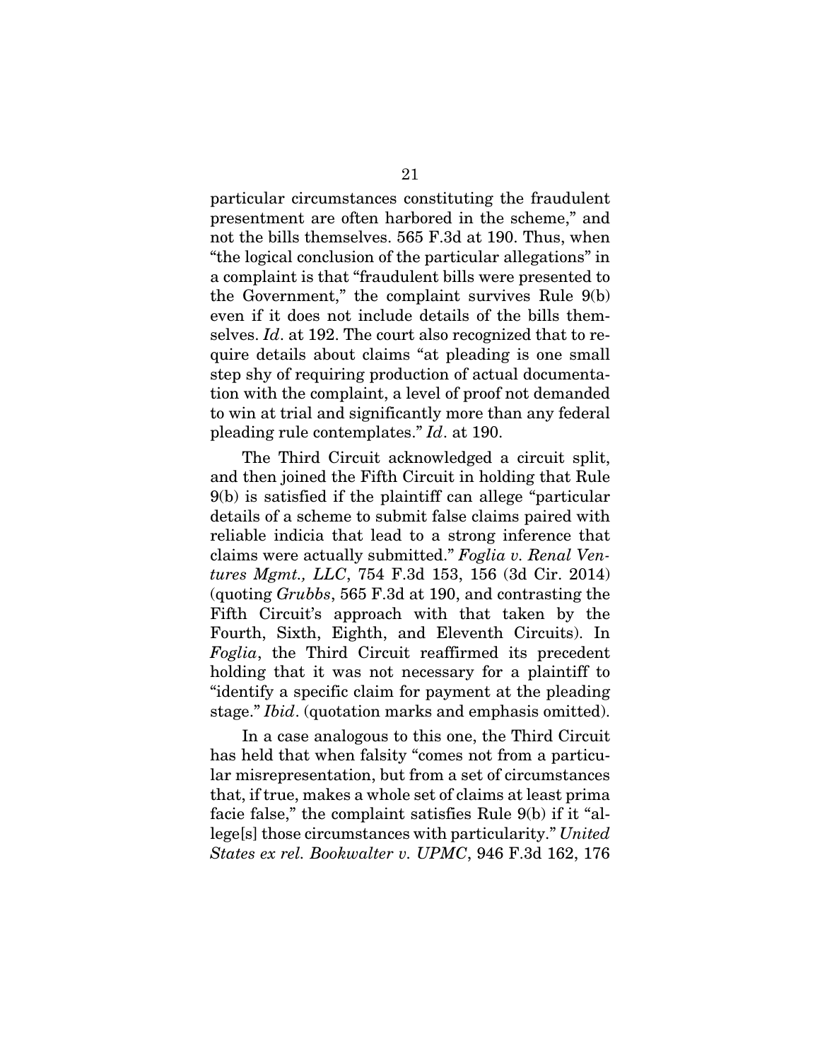particular circumstances constituting the fraudulent presentment are often harbored in the scheme," and not the bills themselves. 565 F.3d at 190. Thus, when "the logical conclusion of the particular allegations" in a complaint is that "fraudulent bills were presented to the Government," the complaint survives Rule 9(b) even if it does not include details of the bills themselves. *Id*. at 192. The court also recognized that to require details about claims "at pleading is one small step shy of requiring production of actual documentation with the complaint, a level of proof not demanded to win at trial and significantly more than any federal pleading rule contemplates." *Id*. at 190.

The Third Circuit acknowledged a circuit split, and then joined the Fifth Circuit in holding that Rule 9(b) is satisfied if the plaintiff can allege "particular details of a scheme to submit false claims paired with reliable indicia that lead to a strong inference that claims were actually submitted." *Foglia v. Renal Ventures Mgmt., LLC*, 754 F.3d 153, 156 (3d Cir. 2014) (quoting *Grubbs*, 565 F.3d at 190, and contrasting the Fifth Circuit's approach with that taken by the Fourth, Sixth, Eighth, and Eleventh Circuits). In *Foglia*, the Third Circuit reaffirmed its precedent holding that it was not necessary for a plaintiff to "identify a specific claim for payment at the pleading stage." *Ibid*. (quotation marks and emphasis omitted).

In a case analogous to this one, the Third Circuit has held that when falsity "comes not from a particular misrepresentation, but from a set of circumstances that, if true, makes a whole set of claims at least prima facie false," the complaint satisfies Rule 9(b) if it "allege[s] those circumstances with particularity." *United States ex rel. Bookwalter v. UPMC*, 946 F.3d 162, 176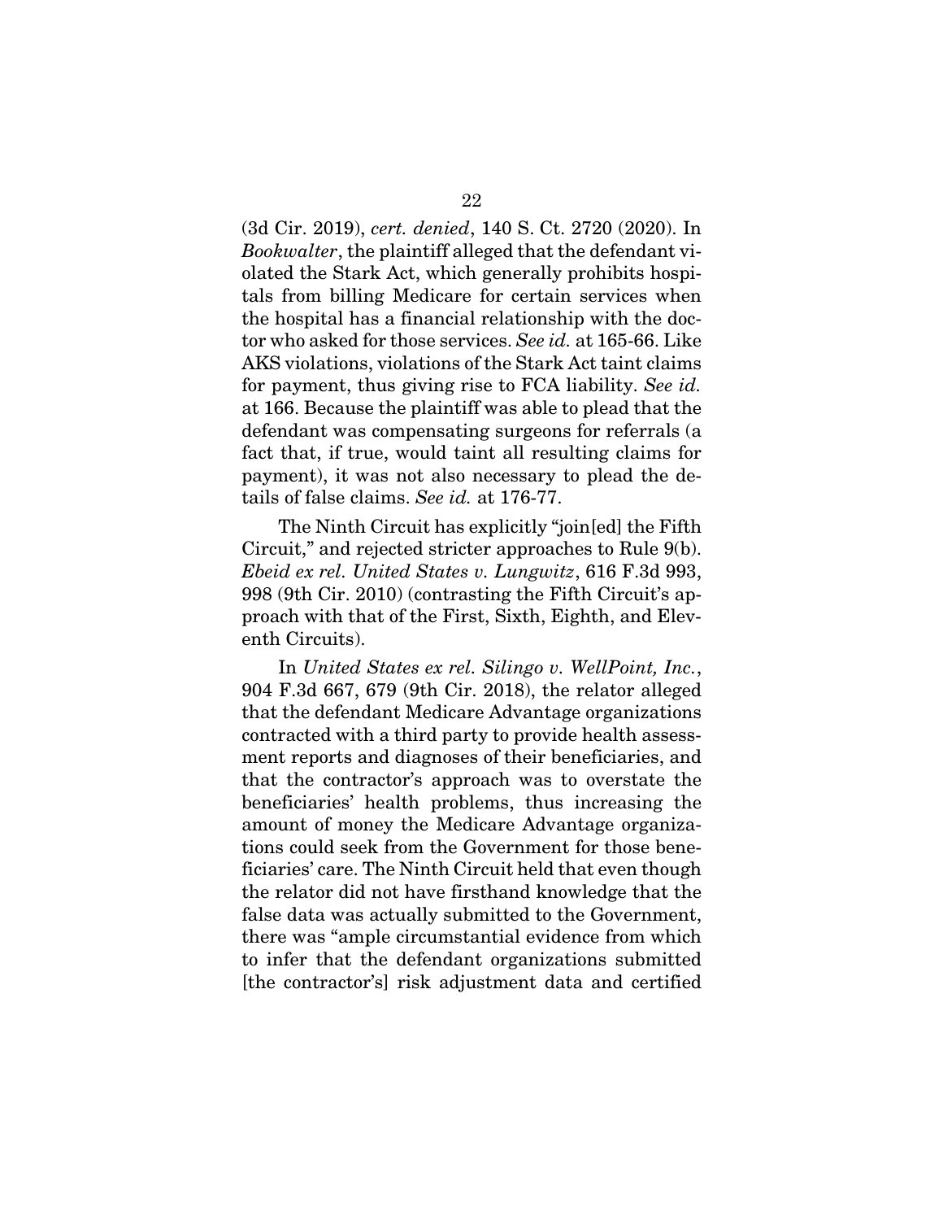(3d Cir. 2019), *cert. denied*, 140 S. Ct. 2720 (2020). In *Bookwalter*, the plaintiff alleged that the defendant violated the Stark Act, which generally prohibits hospitals from billing Medicare for certain services when the hospital has a financial relationship with the doctor who asked for those services. *See id.* at 165-66. Like AKS violations, violations of the Stark Act taint claims for payment, thus giving rise to FCA liability. *See id.* at 166. Because the plaintiff was able to plead that the defendant was compensating surgeons for referrals (a fact that, if true, would taint all resulting claims for payment), it was not also necessary to plead the details of false claims. *See id.* at 176-77.

The Ninth Circuit has explicitly "join[ed] the Fifth Circuit," and rejected stricter approaches to Rule 9(b). *Ebeid ex rel. United States v. Lungwitz*, 616 F.3d 993, 998 (9th Cir. 2010) (contrasting the Fifth Circuit's approach with that of the First, Sixth, Eighth, and Eleventh Circuits).

In *United States ex rel. Silingo v. WellPoint, Inc.*, 904 F.3d 667, 679 (9th Cir. 2018), the relator alleged that the defendant Medicare Advantage organizations contracted with a third party to provide health assessment reports and diagnoses of their beneficiaries, and that the contractor's approach was to overstate the beneficiaries' health problems, thus increasing the amount of money the Medicare Advantage organizations could seek from the Government for those beneficiaries' care. The Ninth Circuit held that even though the relator did not have firsthand knowledge that the false data was actually submitted to the Government, there was "ample circumstantial evidence from which to infer that the defendant organizations submitted [the contractor's] risk adjustment data and certified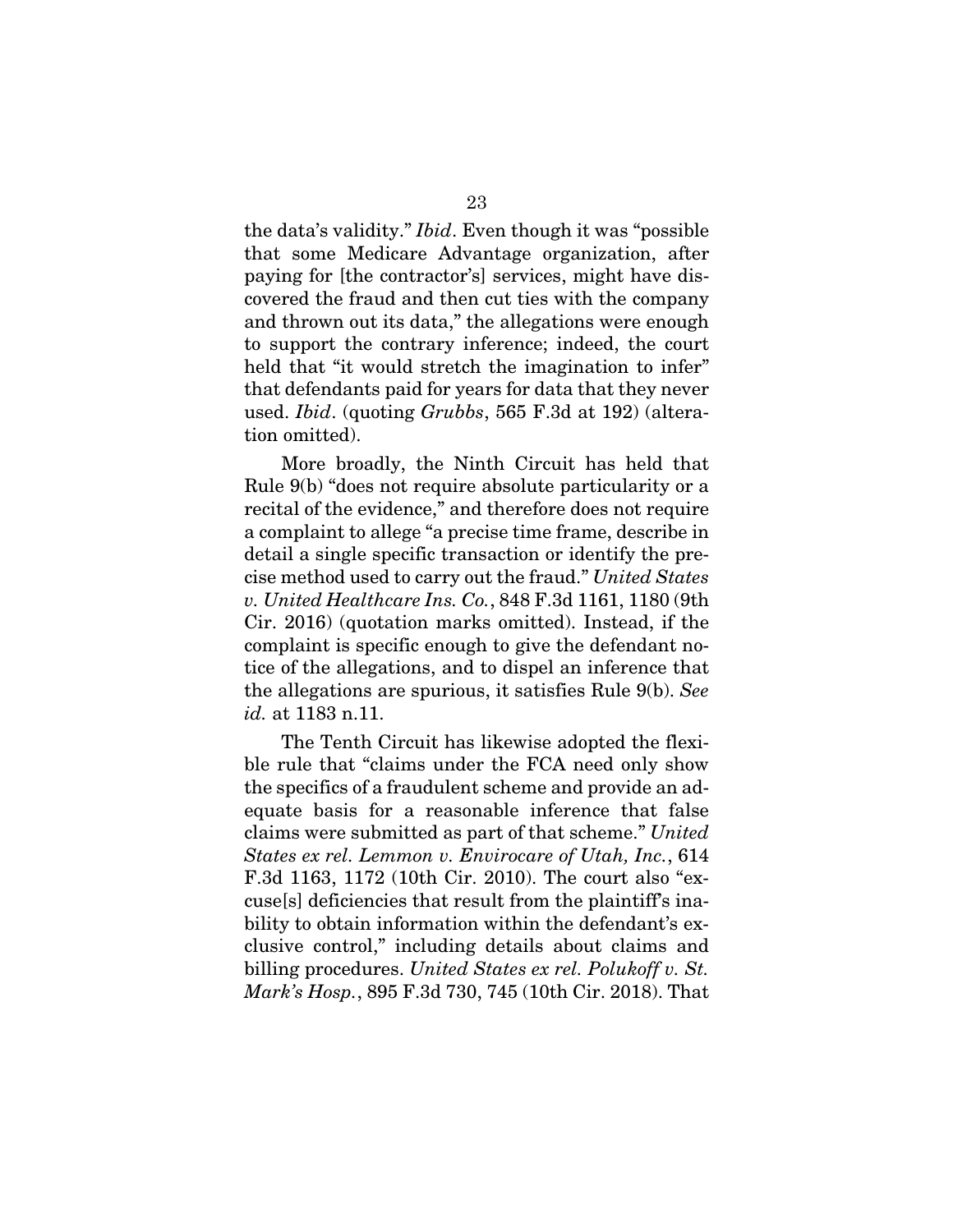the data's validity." *Ibid*. Even though it was "possible that some Medicare Advantage organization, after paying for [the contractor's] services, might have discovered the fraud and then cut ties with the company and thrown out its data," the allegations were enough to support the contrary inference; indeed, the court held that "it would stretch the imagination to infer" that defendants paid for years for data that they never used. *Ibid*. (quoting *Grubbs*, 565 F.3d at 192) (alteration omitted).

More broadly, the Ninth Circuit has held that Rule 9(b) "does not require absolute particularity or a recital of the evidence," and therefore does not require a complaint to allege "a precise time frame, describe in detail a single specific transaction or identify the precise method used to carry out the fraud." *United States v. United Healthcare Ins. Co.*, 848 F.3d 1161, 1180 (9th Cir. 2016) (quotation marks omitted). Instead, if the complaint is specific enough to give the defendant notice of the allegations, and to dispel an inference that the allegations are spurious, it satisfies Rule 9(b). *See id.* at 1183 n.11.

The Tenth Circuit has likewise adopted the flexible rule that "claims under the FCA need only show the specifics of a fraudulent scheme and provide an adequate basis for a reasonable inference that false claims were submitted as part of that scheme." *United States ex rel. Lemmon v. Envirocare of Utah, Inc.*, 614 F.3d 1163, 1172 (10th Cir. 2010). The court also "excuse[s] deficiencies that result from the plaintiff's inability to obtain information within the defendant's exclusive control," including details about claims and billing procedures. *United States ex rel. Polukoff v. St. Mark's Hosp.*, 895 F.3d 730, 745 (10th Cir. 2018). That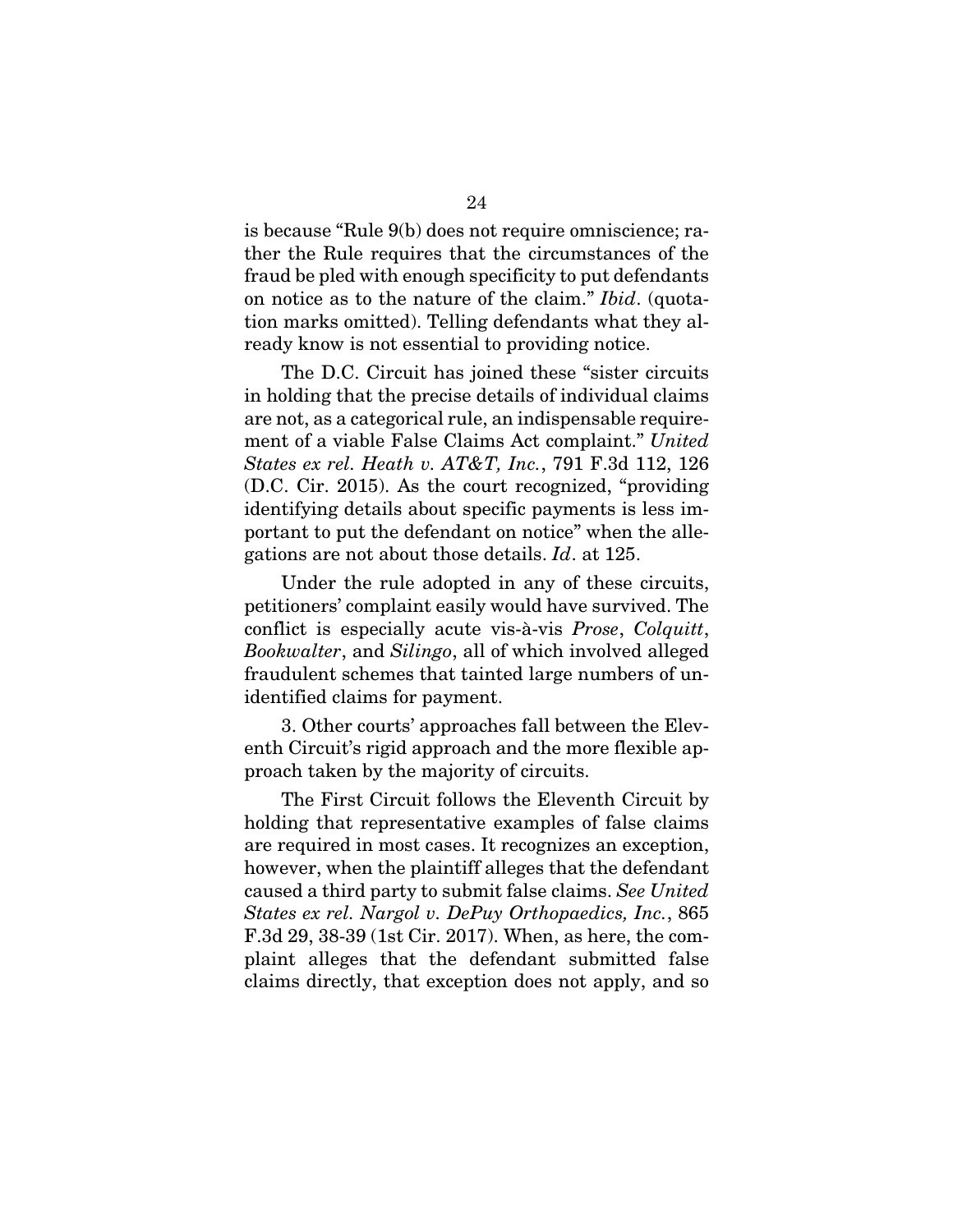is because "Rule 9(b) does not require omniscience; rather the Rule requires that the circumstances of the fraud be pled with enough specificity to put defendants on notice as to the nature of the claim." *Ibid*. (quotation marks omitted). Telling defendants what they already know is not essential to providing notice.

The D.C. Circuit has joined these "sister circuits in holding that the precise details of individual claims are not, as a categorical rule, an indispensable requirement of a viable False Claims Act complaint." *United States ex rel. Heath v. AT&T, Inc.*, 791 F.3d 112, 126 (D.C. Cir. 2015). As the court recognized, "providing identifying details about specific payments is less important to put the defendant on notice" when the allegations are not about those details. *Id*. at 125.

Under the rule adopted in any of these circuits, petitioners' complaint easily would have survived. The conflict is especially acute vis-à-vis *Prose*, *Colquitt*, *Bookwalter*, and *Silingo*, all of which involved alleged fraudulent schemes that tainted large numbers of unidentified claims for payment.

3. Other courts' approaches fall between the Eleventh Circuit's rigid approach and the more flexible approach taken by the majority of circuits.

The First Circuit follows the Eleventh Circuit by holding that representative examples of false claims are required in most cases. It recognizes an exception, however, when the plaintiff alleges that the defendant caused a third party to submit false claims. *See United States ex rel. Nargol v. DePuy Orthopaedics, Inc.*, 865 F.3d 29, 38-39 (1st Cir. 2017). When, as here, the complaint alleges that the defendant submitted false claims directly, that exception does not apply, and so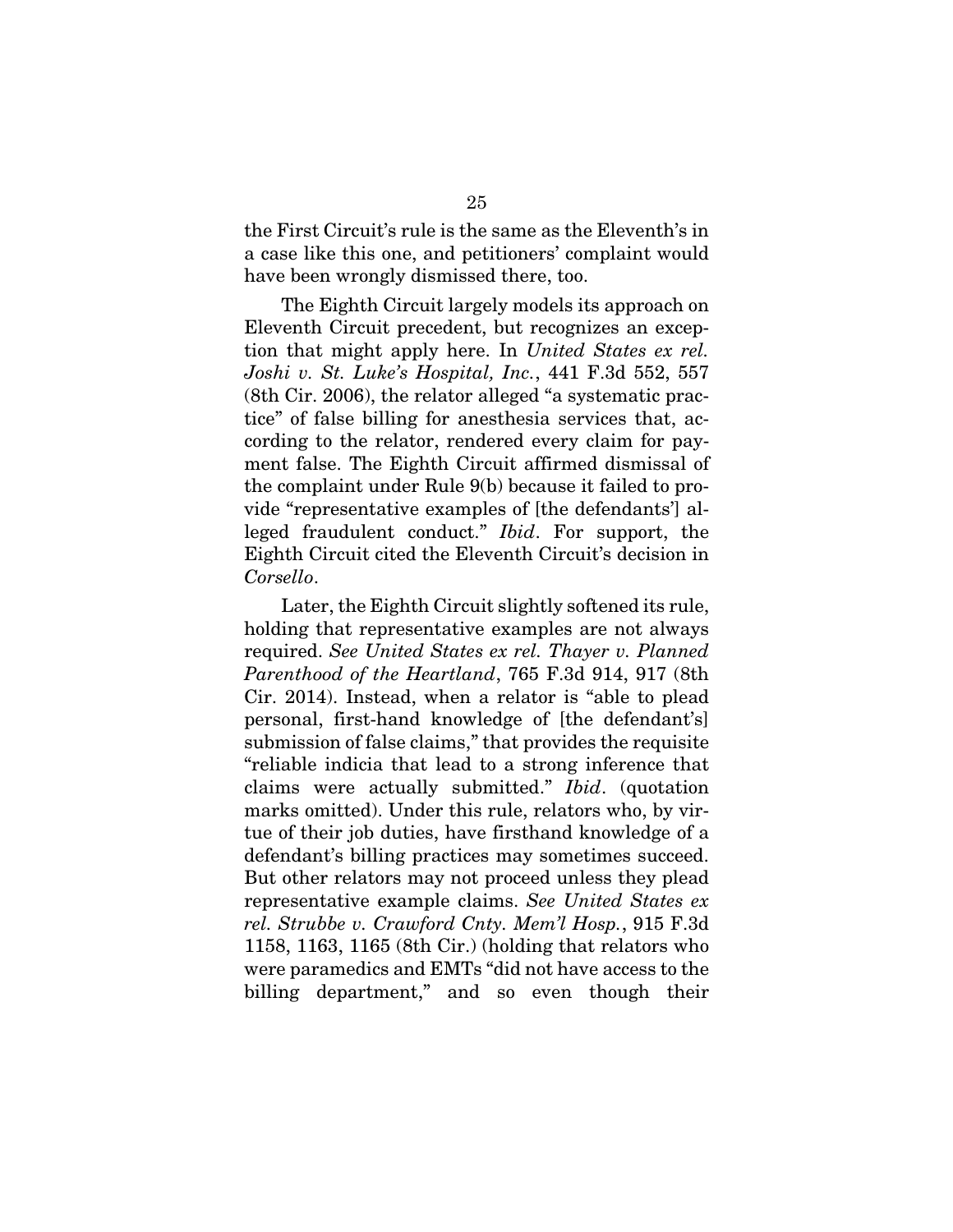the First Circuit's rule is the same as the Eleventh's in a case like this one, and petitioners' complaint would have been wrongly dismissed there, too.

The Eighth Circuit largely models its approach on Eleventh Circuit precedent, but recognizes an exception that might apply here. In *United States ex rel. Joshi v. St. Luke's Hospital, Inc.*, 441 F.3d 552, 557 (8th Cir. 2006), the relator alleged "a systematic practice" of false billing for anesthesia services that, according to the relator, rendered every claim for payment false. The Eighth Circuit affirmed dismissal of the complaint under Rule 9(b) because it failed to provide "representative examples of [the defendants'] alleged fraudulent conduct." *Ibid*. For support, the Eighth Circuit cited the Eleventh Circuit's decision in *Corsello*.

Later, the Eighth Circuit slightly softened its rule, holding that representative examples are not always required. *See United States ex rel. Thayer v. Planned Parenthood of the Heartland*, 765 F.3d 914, 917 (8th Cir. 2014). Instead, when a relator is "able to plead personal, first-hand knowledge of [the defendant's] submission of false claims," that provides the requisite "reliable indicia that lead to a strong inference that claims were actually submitted." *Ibid*. (quotation marks omitted). Under this rule, relators who, by virtue of their job duties, have firsthand knowledge of a defendant's billing practices may sometimes succeed. But other relators may not proceed unless they plead representative example claims. *See United States ex rel. Strubbe v. Crawford Cnty. Mem'l Hosp.*, 915 F.3d 1158, 1163, 1165 (8th Cir.) (holding that relators who were paramedics and EMTs "did not have access to the billing department," and so even though their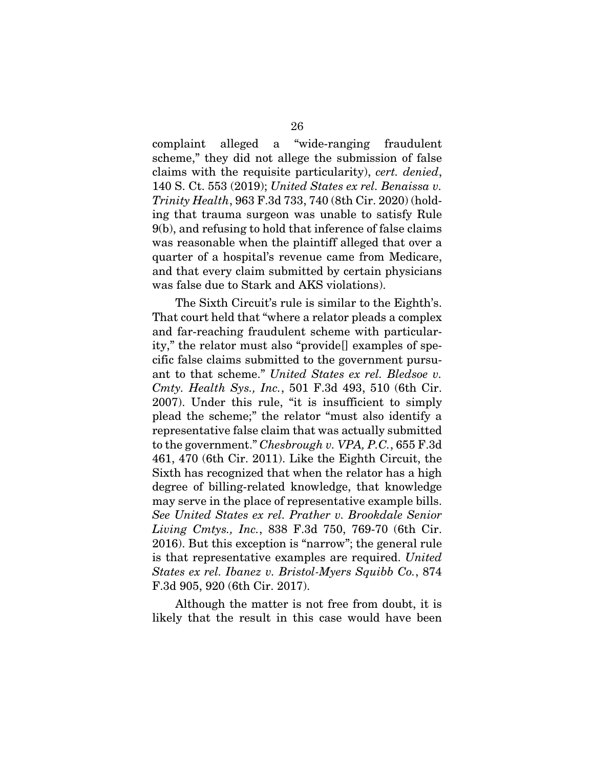complaint alleged a "wide-ranging fraudulent scheme," they did not allege the submission of false claims with the requisite particularity), *cert. denied*, 140 S. Ct. 553 (2019); *United States ex rel. Benaissa v. Trinity Health*, 963 F.3d 733, 740 (8th Cir. 2020) (holding that trauma surgeon was unable to satisfy Rule 9(b), and refusing to hold that inference of false claims was reasonable when the plaintiff alleged that over a quarter of a hospital's revenue came from Medicare, and that every claim submitted by certain physicians was false due to Stark and AKS violations).

The Sixth Circuit's rule is similar to the Eighth's. That court held that "where a relator pleads a complex and far-reaching fraudulent scheme with particularity," the relator must also "provide[] examples of specific false claims submitted to the government pursuant to that scheme." *United States ex rel. Bledsoe v. Cmty. Health Sys., Inc.*, 501 F.3d 493, 510 (6th Cir. 2007). Under this rule, "it is insufficient to simply plead the scheme;" the relator "must also identify a representative false claim that was actually submitted to the government." *Chesbrough v. VPA, P.C.*, 655 F.3d 461, 470 (6th Cir. 2011). Like the Eighth Circuit, the Sixth has recognized that when the relator has a high degree of billing-related knowledge, that knowledge may serve in the place of representative example bills. *See United States ex rel. Prather v. Brookdale Senior Living Cmtys., Inc.*, 838 F.3d 750, 769-70 (6th Cir. 2016). But this exception is "narrow"; the general rule is that representative examples are required. *United States ex rel. Ibanez v. Bristol-Myers Squibb Co.*, 874 F.3d 905, 920 (6th Cir. 2017).

Although the matter is not free from doubt, it is likely that the result in this case would have been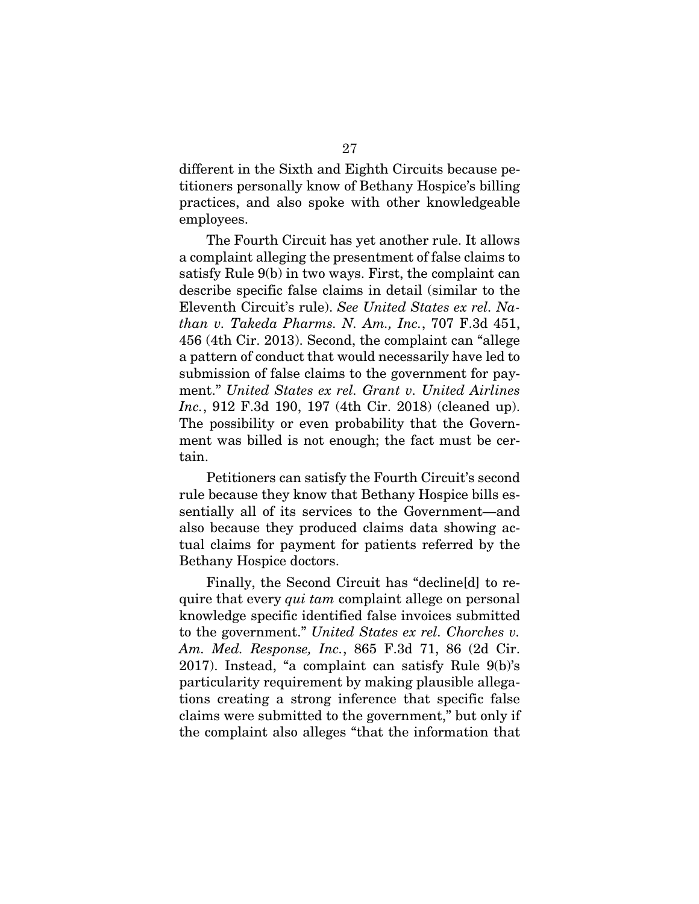different in the Sixth and Eighth Circuits because petitioners personally know of Bethany Hospice's billing practices, and also spoke with other knowledgeable employees.

The Fourth Circuit has yet another rule. It allows a complaint alleging the presentment of false claims to satisfy Rule 9(b) in two ways. First, the complaint can describe specific false claims in detail (similar to the Eleventh Circuit's rule). *See United States ex rel. Nathan v. Takeda Pharms. N. Am., Inc.*, 707 F.3d 451, 456 (4th Cir. 2013). Second, the complaint can "allege a pattern of conduct that would necessarily have led to submission of false claims to the government for payment." *United States ex rel. Grant v. United Airlines Inc.*, 912 F.3d 190, 197 (4th Cir. 2018) (cleaned up). The possibility or even probability that the Government was billed is not enough; the fact must be certain.

Petitioners can satisfy the Fourth Circuit's second rule because they know that Bethany Hospice bills essentially all of its services to the Government—and also because they produced claims data showing actual claims for payment for patients referred by the Bethany Hospice doctors.

Finally, the Second Circuit has "decline[d] to require that every *qui tam* complaint allege on personal knowledge specific identified false invoices submitted to the government." *United States ex rel. Chorches v. Am. Med. Response, Inc.*, 865 F.3d 71, 86 (2d Cir. 2017). Instead, "a complaint can satisfy Rule 9(b)'s particularity requirement by making plausible allegations creating a strong inference that specific false claims were submitted to the government," but only if the complaint also alleges "that the information that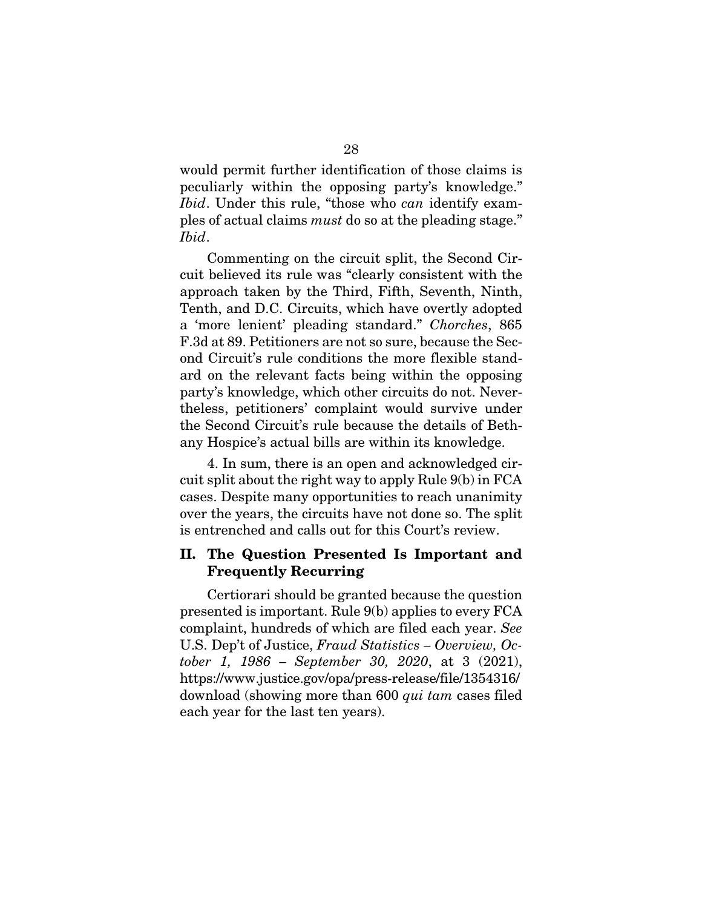would permit further identification of those claims is peculiarly within the opposing party's knowledge." *Ibid*. Under this rule, "those who *can* identify examples of actual claims *must* do so at the pleading stage." *Ibid*.

Commenting on the circuit split, the Second Circuit believed its rule was "clearly consistent with the approach taken by the Third, Fifth, Seventh, Ninth, Tenth, and D.C. Circuits, which have overtly adopted a 'more lenient' pleading standard." *Chorches*, 865 F.3d at 89. Petitioners are not so sure, because the Second Circuit's rule conditions the more flexible standard on the relevant facts being within the opposing party's knowledge, which other circuits do not. Nevertheless, petitioners' complaint would survive under the Second Circuit's rule because the details of Bethany Hospice's actual bills are within its knowledge.

4. In sum, there is an open and acknowledged circuit split about the right way to apply Rule 9(b) in FCA cases. Despite many opportunities to reach unanimity over the years, the circuits have not done so. The split is entrenched and calls out for this Court's review.

## II. The Question Presented Is Important and Frequently Recurring

Certiorari should be granted because the question presented is important. Rule 9(b) applies to every FCA complaint, hundreds of which are filed each year. *See* U.S. Dep't of Justice, *Fraud Statistics – Overview, October 1, 1986 – September 30, 2020*, at 3 (2021), https://www.justice.gov/opa/press-release/file/1354316/download (showing more than 600 *qui tam* cases filed each year for the last ten years).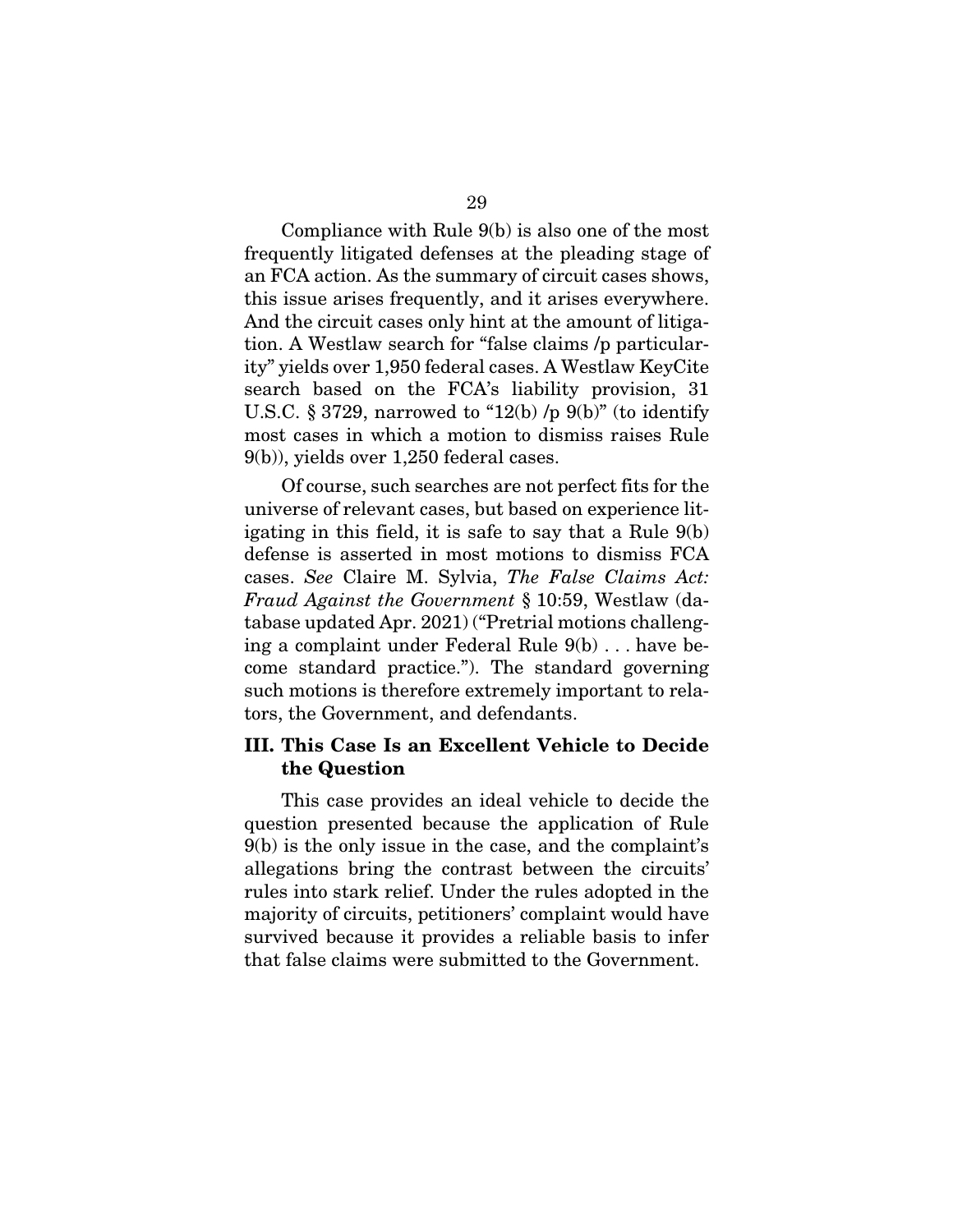Compliance with Rule 9(b) is also one of the most frequently litigated defenses at the pleading stage of an FCA action. As the summary of circuit cases shows, this issue arises frequently, and it arises everywhere. And the circuit cases only hint at the amount of litigation. A Westlaw search for "false claims /p particularity" yields over 1,950 federal cases. A Westlaw KeyCite search based on the FCA's liability provision, 31 U.S.C. § 3729, narrowed to "12(b) /p 9(b)" (to identify most cases in which a motion to dismiss raises Rule 9(b)), yields over 1,250 federal cases.

Of course, such searches are not perfect fits for the universe of relevant cases, but based on experience litigating in this field, it is safe to say that a Rule 9(b) defense is asserted in most motions to dismiss FCA cases. *See* Claire M. Sylvia, *The False Claims Act: Fraud Against the Government* § 10:59, Westlaw (database updated Apr. 2021) ("Pretrial motions challenging a complaint under Federal Rule 9(b) . . . have become standard practice."). The standard governing such motions is therefore extremely important to relators, the Government, and defendants.

## III. This Case Is an Excellent Vehicle to Decide the Question

This case provides an ideal vehicle to decide the question presented because the application of Rule 9(b) is the only issue in the case, and the complaint's allegations bring the contrast between the circuits' rules into stark relief. Under the rules adopted in the majority of circuits, petitioners' complaint would have survived because it provides a reliable basis to infer that false claims were submitted to the Government.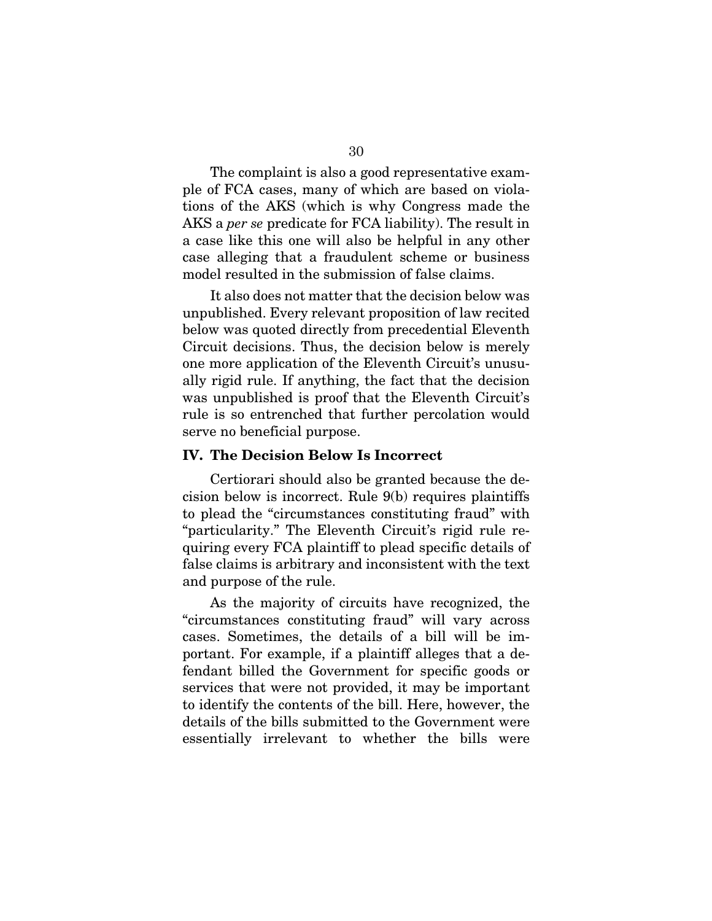The complaint is also a good representative example of FCA cases, many of which are based on violations of the AKS (which is why Congress made the AKS a *per se* predicate for FCA liability). The result in a case like this one will also be helpful in any other case alleging that a fraudulent scheme or business model resulted in the submission of false claims.

It also does not matter that the decision below was unpublished. Every relevant proposition of law recited below was quoted directly from precedential Eleventh Circuit decisions. Thus, the decision below is merely one more application of the Eleventh Circuit's unusually rigid rule. If anything, the fact that the decision was unpublished is proof that the Eleventh Circuit's rule is so entrenched that further percolation would serve no beneficial purpose.

### IV. The Decision Below Is Incorrect

Certiorari should also be granted because the decision below is incorrect. Rule 9(b) requires plaintiffs to plead the "circumstances constituting fraud" with "particularity." The Eleventh Circuit's rigid rule requiring every FCA plaintiff to plead specific details of false claims is arbitrary and inconsistent with the text and purpose of the rule.

As the majority of circuits have recognized, the "circumstances constituting fraud" will vary across cases. Sometimes, the details of a bill will be important. For example, if a plaintiff alleges that a defendant billed the Government for specific goods or services that were not provided, it may be important to identify the contents of the bill. Here, however, the details of the bills submitted to the Government were essentially irrelevant to whether the bills were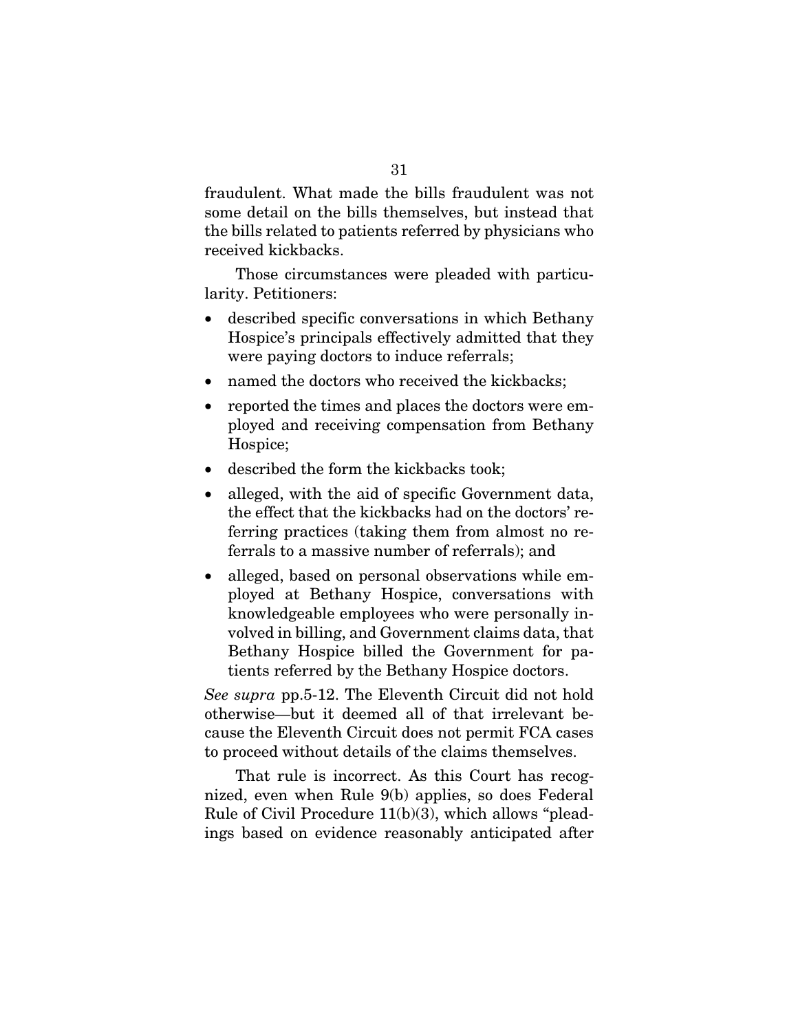fraudulent. What made the bills fraudulent was not some detail on the bills themselves, but instead that the bills related to patients referred by physicians who received kickbacks.

Those circumstances were pleaded with particularity. Petitioners:

- described specific conversations in which Bethany Hospice's principals effectively admitted that they were paying doctors to induce referrals;
- named the doctors who received the kickbacks;
- reported the times and places the doctors were employed and receiving compensation from Bethany Hospice;
- described the form the kickbacks took;
- alleged, with the aid of specific Government data, the effect that the kickbacks had on the doctors' referring practices (taking them from almost no referrals to a massive number of referrals); and
- alleged, based on personal observations while employed at Bethany Hospice, conversations with knowledgeable employees who were personally involved in billing, and Government claims data, that Bethany Hospice billed the Government for patients referred by the Bethany Hospice doctors.

*See supra* pp.5-12. The Eleventh Circuit did not hold otherwise—but it deemed all of that irrelevant because the Eleventh Circuit does not permit FCA cases to proceed without details of the claims themselves.

That rule is incorrect. As this Court has recognized, even when Rule 9(b) applies, so does Federal Rule of Civil Procedure 11(b)(3), which allows "pleadings based on evidence reasonably anticipated after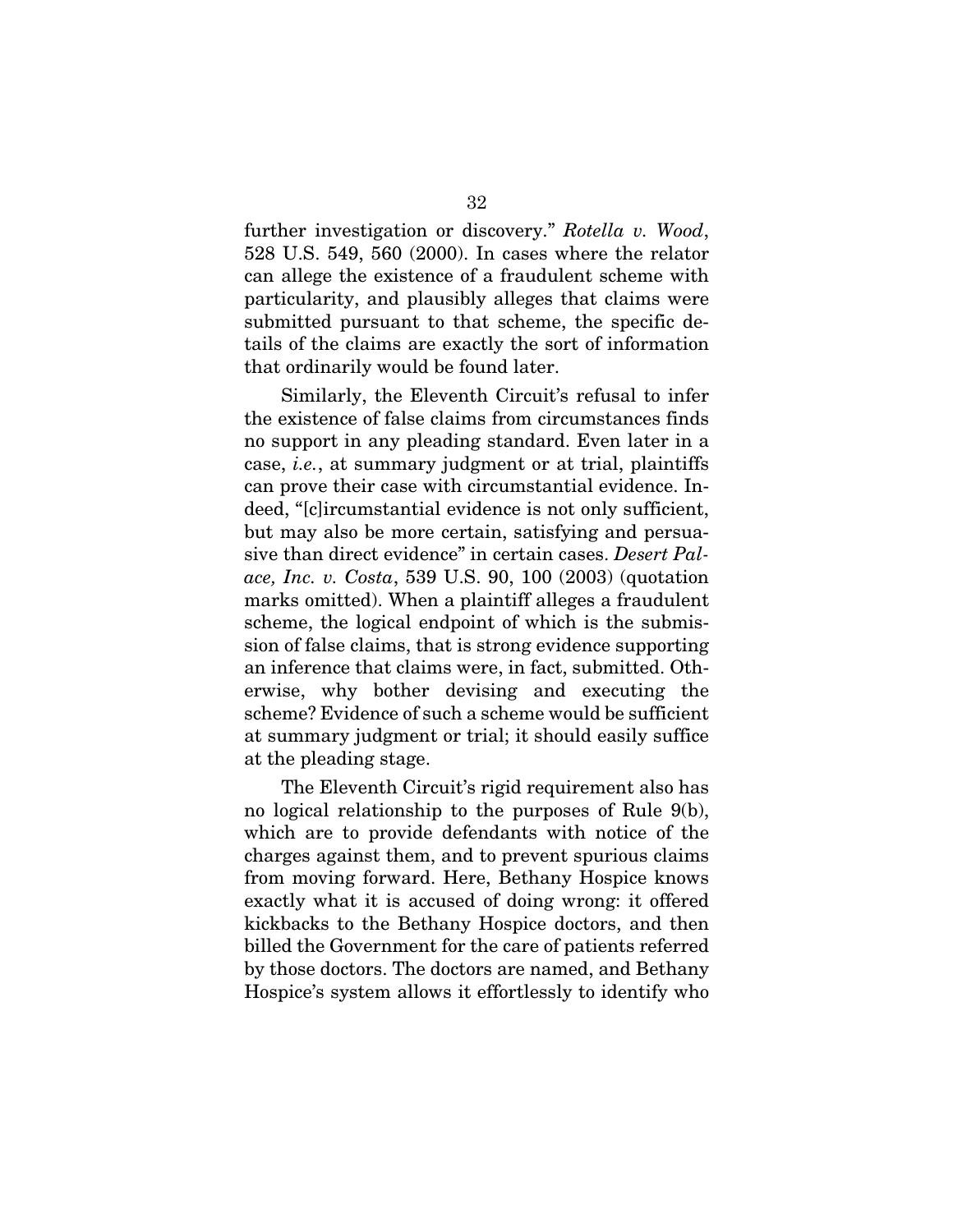further investigation or discovery." *Rotella v. Wood*, 528 U.S. 549, 560 (2000). In cases where the relator can allege the existence of a fraudulent scheme with particularity, and plausibly alleges that claims were submitted pursuant to that scheme, the specific details of the claims are exactly the sort of information that ordinarily would be found later.

Similarly, the Eleventh Circuit's refusal to infer the existence of false claims from circumstances finds no support in any pleading standard. Even later in a case, *i.e.*, at summary judgment or at trial, plaintiffs can prove their case with circumstantial evidence. Indeed, "[c]ircumstantial evidence is not only sufficient, but may also be more certain, satisfying and persuasive than direct evidence" in certain cases. *Desert Palace, Inc. v. Costa*, 539 U.S. 90, 100 (2003) (quotation marks omitted). When a plaintiff alleges a fraudulent scheme, the logical endpoint of which is the submission of false claims, that is strong evidence supporting an inference that claims were, in fact, submitted. Otherwise, why bother devising and executing the scheme? Evidence of such a scheme would be sufficient at summary judgment or trial; it should easily suffice at the pleading stage.

The Eleventh Circuit's rigid requirement also has no logical relationship to the purposes of Rule 9(b), which are to provide defendants with notice of the charges against them, and to prevent spurious claims from moving forward. Here, Bethany Hospice knows exactly what it is accused of doing wrong: it offered kickbacks to the Bethany Hospice doctors, and then billed the Government for the care of patients referred by those doctors. The doctors are named, and Bethany Hospice's system allows it effortlessly to identify who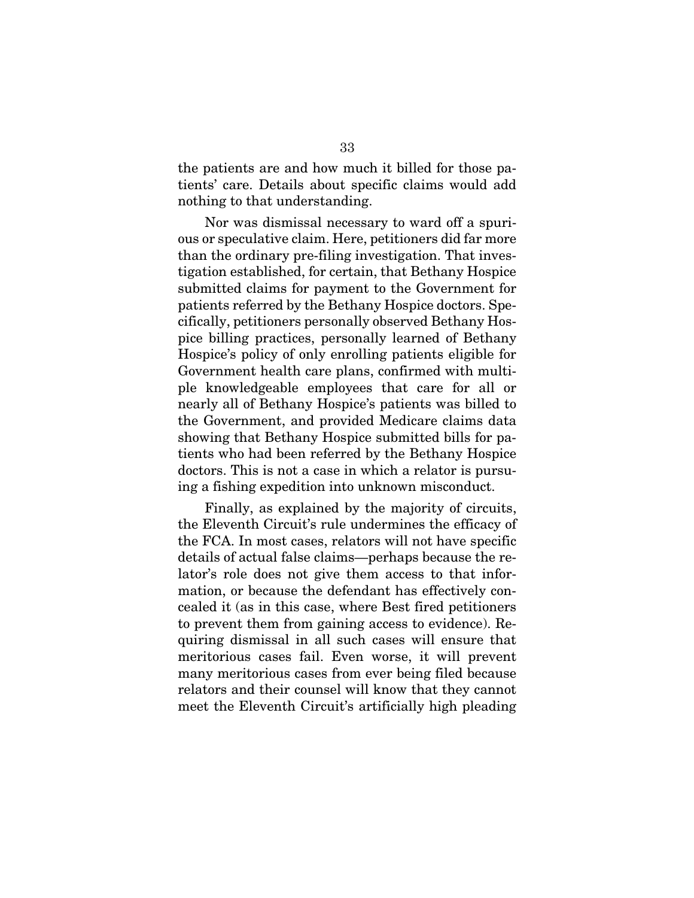the patients are and how much it billed for those patients' care. Details about specific claims would add nothing to that understanding.

Nor was dismissal necessary to ward off a spurious or speculative claim. Here, petitioners did far more than the ordinary pre-filing investigation. That investigation established, for certain, that Bethany Hospice submitted claims for payment to the Government for patients referred by the Bethany Hospice doctors. Specifically, petitioners personally observed Bethany Hospice billing practices, personally learned of Bethany Hospice's policy of only enrolling patients eligible for Government health care plans, confirmed with multiple knowledgeable employees that care for all or nearly all of Bethany Hospice's patients was billed to the Government, and provided Medicare claims data showing that Bethany Hospice submitted bills for patients who had been referred by the Bethany Hospice doctors. This is not a case in which a relator is pursuing a fishing expedition into unknown misconduct.

Finally, as explained by the majority of circuits, the Eleventh Circuit's rule undermines the efficacy of the FCA. In most cases, relators will not have specific details of actual false claims—perhaps because the relator's role does not give them access to that information, or because the defendant has effectively concealed it (as in this case, where Best fired petitioners to prevent them from gaining access to evidence). Requiring dismissal in all such cases will ensure that meritorious cases fail. Even worse, it will prevent many meritorious cases from ever being filed because relators and their counsel will know that they cannot meet the Eleventh Circuit's artificially high pleading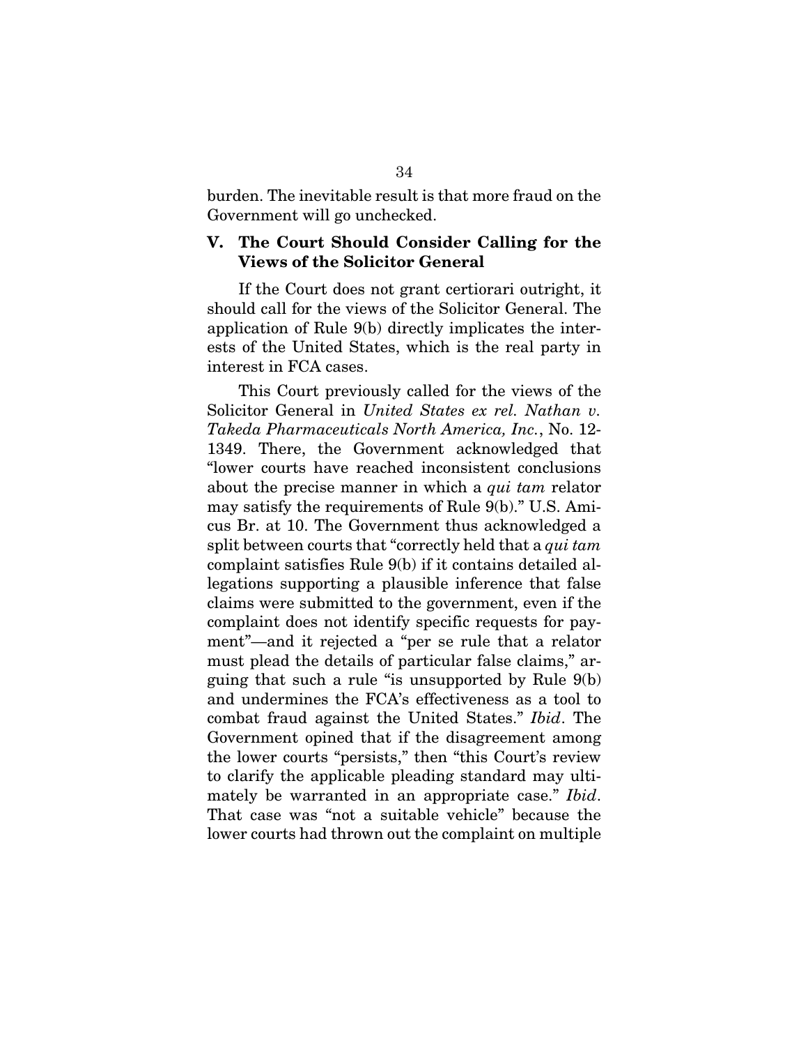burden. The inevitable result is that more fraud on the Government will go unchecked.

## V. The Court Should Consider Calling for the Views of the Solicitor General

If the Court does not grant certiorari outright, it should call for the views of the Solicitor General. The application of Rule 9(b) directly implicates the interests of the United States, which is the real party in interest in FCA cases.

This Court previously called for the views of the Solicitor General in *United States ex rel. Nathan v. Takeda Pharmaceuticals North America, Inc.*, No. 12-1349. There, the Government acknowledged that "lower courts have reached inconsistent conclusions about the precise manner in which a *qui tam* relator may satisfy the requirements of Rule 9(b)." U.S. Amicus Br. at 10. The Government thus acknowledged a split between courts that "correctly held that a *qui tam* complaint satisfies Rule 9(b) if it contains detailed allegations supporting a plausible inference that false claims were submitted to the government, even if the complaint does not identify specific requests for payment"—and it rejected a "per se rule that a relator must plead the details of particular false claims," arguing that such a rule "is unsupported by Rule 9(b) and undermines the FCA's effectiveness as a tool to combat fraud against the United States." *Ibid*. The Government opined that if the disagreement among the lower courts "persists," then "this Court's review to clarify the applicable pleading standard may ultimately be warranted in an appropriate case." *Ibid*. That case was "not a suitable vehicle" because the lower courts had thrown out the complaint on multiple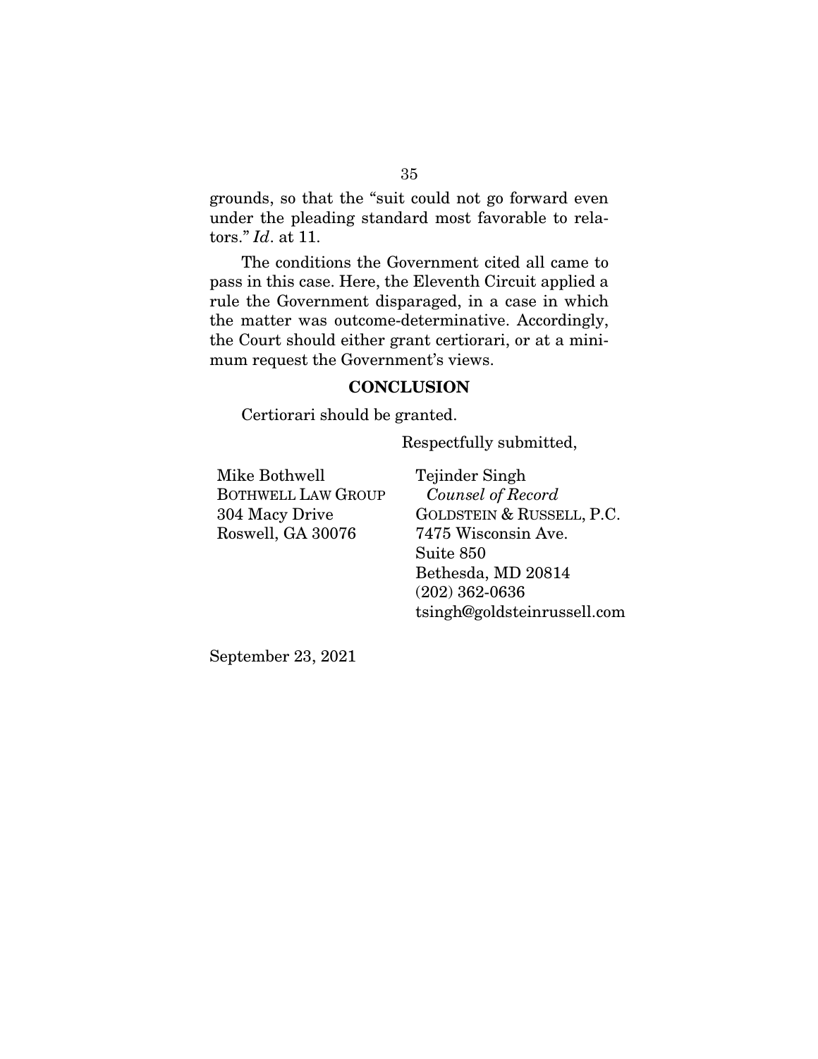grounds, so that the "suit could not go forward even under the pleading standard most favorable to relators." *Id*. at 11.

The conditions the Government cited all came to pass in this case. Here, the Eleventh Circuit applied a rule the Government disparaged, in a case in which the matter was outcome-determinative. Accordingly, the Court should either grant certiorari, or at a minimum request the Government's views.

## CONCLUSION

Certiorari should be granted.

Respectfully submitted,

Mike Bothwell
BOTHWELL LAW GROUP
304 Macy Drive
Roswell, GA 30076

Tejinder Singh
*Counsel of Record*
GOLDSTEIN & RUSSELL, P.C.
7475 Wisconsin Ave.
Suite 850
Bethesda, MD 20814
(202) 362-0636
tsingh@goldsteinrussell.com

September 23, 2021